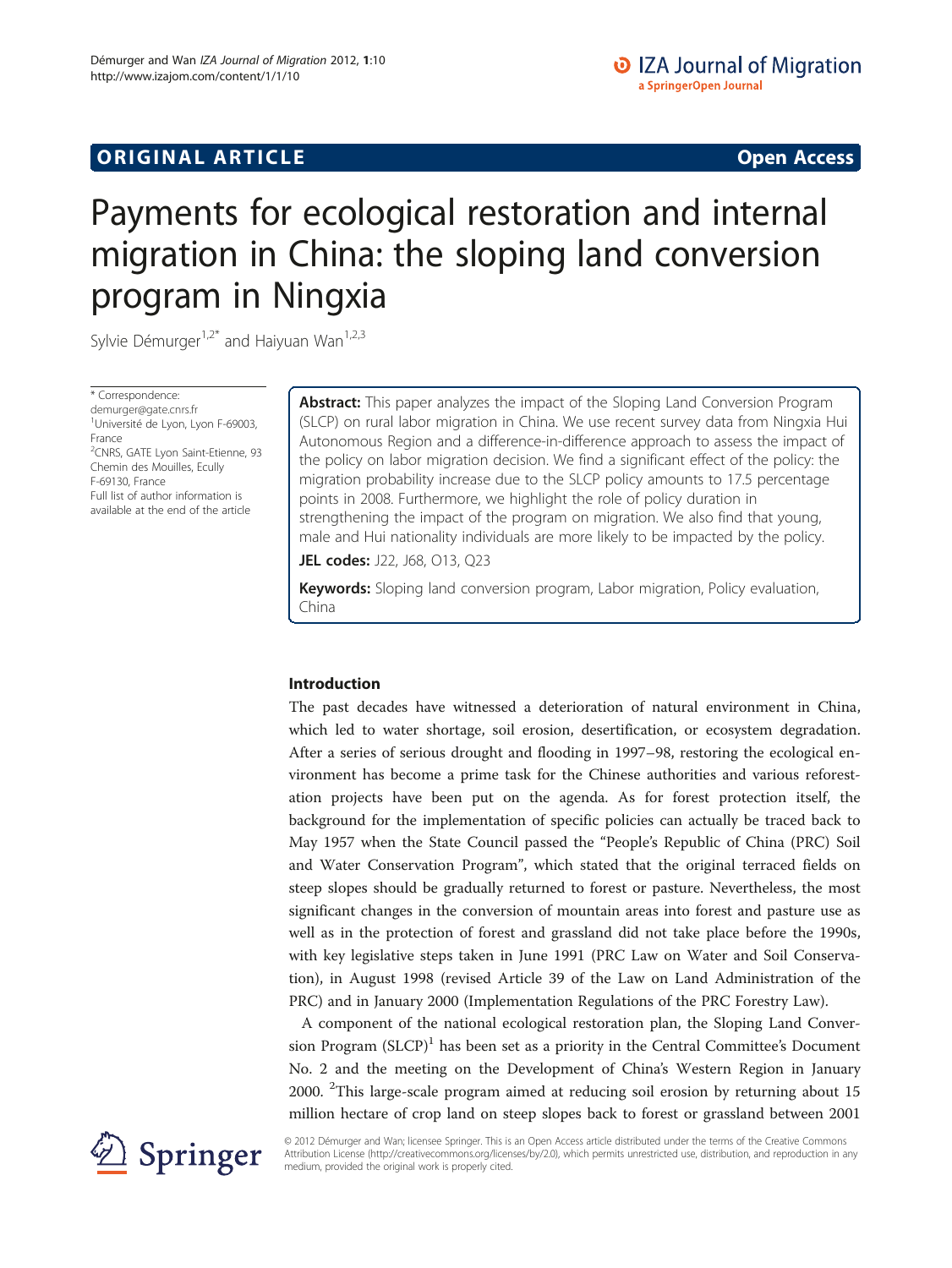ORIGINAL ARTICLE Open Access

# Payments for ecological restoration and internal migration in China: the sloping land conversion program in Ningxia

Sylvie Démurger[1,2*] and Haiyuan Wan[1,2,3]

\* Correspondence: demurger@gate.cnrs.fr
[1]Université de Lyon, Lyon F-69003, France
[2]CNRS, GATE Lyon Saint-Etienne, 93 Chemin des Mouilles, Ecully F-69130, France
Full list of author information is available at the end of the article

**Abstract:** This paper analyzes the impact of the Sloping Land Conversion Program (SLCP) on rural labor migration in China. We use recent survey data from Ningxia Hui Autonomous Region and a difference-in-difference approach to assess the impact of the policy on labor migration decision. We find a significant effect of the policy: the migration probability increase due to the SLCP policy amounts to 17.5 percentage points in 2008. Furthermore, we highlight the role of policy duration in strengthening the impact of the program on migration. We also find that young, male and Hui nationality individuals are more likely to be impacted by the policy.

**JEL codes:** J22, J68, O13, Q23

**Keywords:** Sloping land conversion program, Labor migration, Policy evaluation, China

## Introduction

The past decades have witnessed a deterioration of natural environment in China, which led to water shortage, soil erosion, desertification, or ecosystem degradation. After a series of serious drought and flooding in 1997–98, restoring the ecological environment has become a prime task for the Chinese authorities and various reforestation projects have been put on the agenda. As for forest protection itself, the background for the implementation of specific policies can actually be traced back to May 1957 when the State Council passed the "People's Republic of China (PRC) Soil and Water Conservation Program", which stated that the original terraced fields on steep slopes should be gradually returned to forest or pasture. Nevertheless, the most significant changes in the conversion of mountain areas into forest and pasture use as well as in the protection of forest and grassland did not take place before the 1990s, with key legislative steps taken in June 1991 (PRC Law on Water and Soil Conservation), in August 1998 (revised Article 39 of the Law on Land Administration of the PRC) and in January 2000 (Implementation Regulations of the PRC Forestry Law).

A component of the national ecological restoration plan, the Sloping Land Conversion Program (SLCP)[1] has been set as a priority in the Central Committee's Document No. 2 and the meeting on the Development of China's Western Region in January 2000. [2]This large-scale program aimed at reducing soil erosion by returning about 15 million hectare of crop land on steep slopes back to forest or grassland between 2001

© 2012 Démurger and Wan; licensee Springer. This is an Open Access article distributed under the terms of the Creative Commons Attribution License (http://creativecommons.org/licenses/by/2.0), which permits unrestricted use, distribution, and reproduction in any medium, provided the original work is properly cited.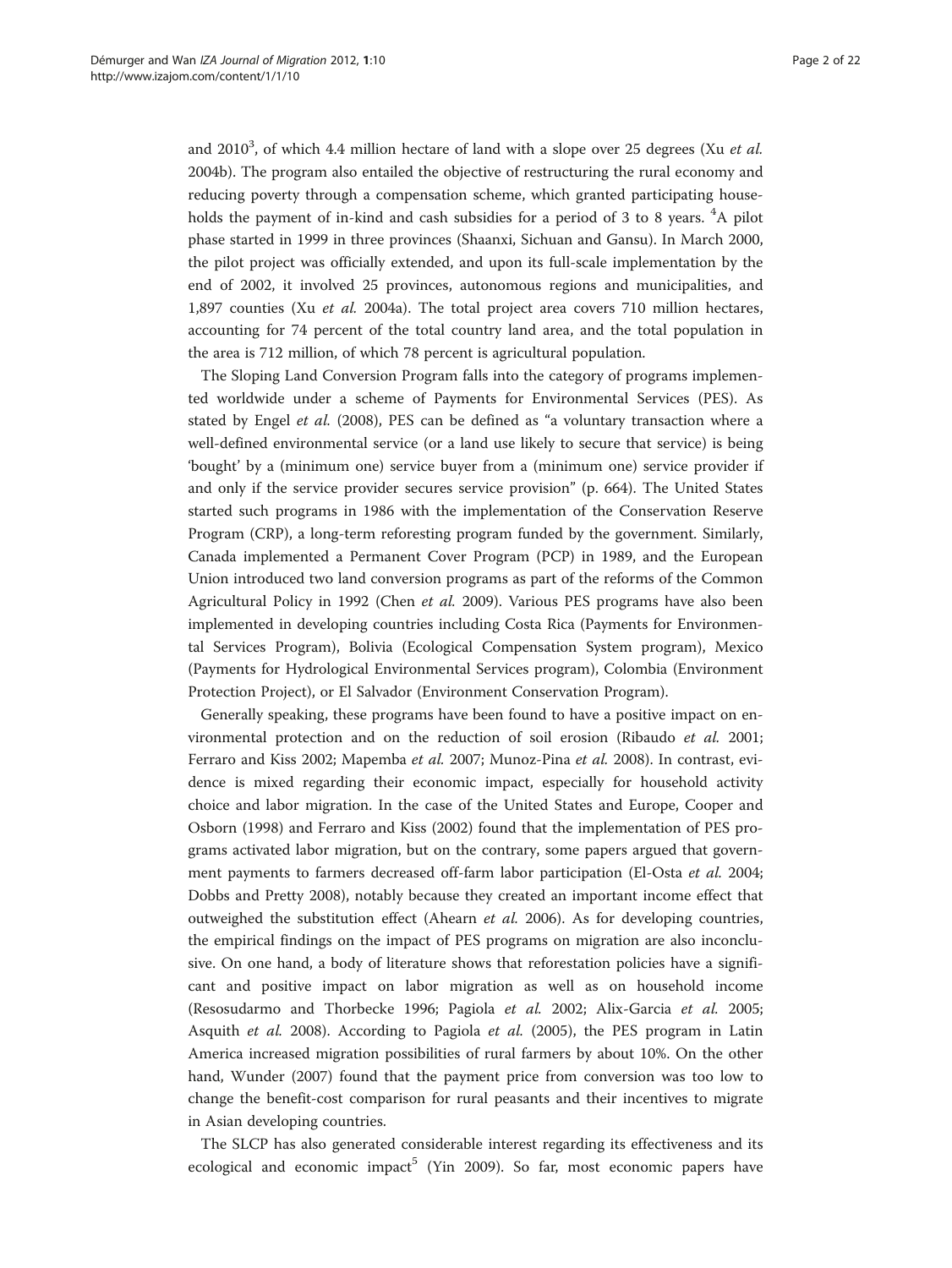and 2010[3], of which 4.4 million hectare of land with a slope over 25 degrees (Xu *et al.* 2004b). The program also entailed the objective of restructuring the rural economy and reducing poverty through a compensation scheme, which granted participating households the payment of in-kind and cash subsidies for a period of 3 to 8 years. [4]A pilot phase started in 1999 in three provinces (Shaanxi, Sichuan and Gansu). In March 2000, the pilot project was officially extended, and upon its full-scale implementation by the end of 2002, it involved 25 provinces, autonomous regions and municipalities, and 1,897 counties (Xu *et al.* 2004a). The total project area covers 710 million hectares, accounting for 74 percent of the total country land area, and the total population in the area is 712 million, of which 78 percent is agricultural population.

The Sloping Land Conversion Program falls into the category of programs implemented worldwide under a scheme of Payments for Environmental Services (PES). As stated by Engel *et al.* (2008), PES can be defined as "a voluntary transaction where a well-defined environmental service (or a land use likely to secure that service) is being 'bought' by a (minimum one) service buyer from a (minimum one) service provider if and only if the service provider secures service provision" (p. 664). The United States started such programs in 1986 with the implementation of the Conservation Reserve Program (CRP), a long-term reforesting program funded by the government. Similarly, Canada implemented a Permanent Cover Program (PCP) in 1989, and the European Union introduced two land conversion programs as part of the reforms of the Common Agricultural Policy in 1992 (Chen *et al.* 2009). Various PES programs have also been implemented in developing countries including Costa Rica (Payments for Environmental Services Program), Bolivia (Ecological Compensation System program), Mexico (Payments for Hydrological Environmental Services program), Colombia (Environment Protection Project), or El Salvador (Environment Conservation Program).

Generally speaking, these programs have been found to have a positive impact on environmental protection and on the reduction of soil erosion (Ribaudo *et al.* 2001; Ferraro and Kiss 2002; Mapemba *et al.* 2007; Munoz-Pina *et al.* 2008). In contrast, evidence is mixed regarding their economic impact, especially for household activity choice and labor migration. In the case of the United States and Europe, Cooper and Osborn (1998) and Ferraro and Kiss (2002) found that the implementation of PES programs activated labor migration, but on the contrary, some papers argued that government payments to farmers decreased off-farm labor participation (El-Osta *et al.* 2004; Dobbs and Pretty 2008), notably because they created an important income effect that outweighed the substitution effect (Ahearn *et al.* 2006). As for developing countries, the empirical findings on the impact of PES programs on migration are also inconclusive. On one hand, a body of literature shows that reforestation policies have a significant and positive impact on labor migration as well as on household income (Resosudarmo and Thorbecke 1996; Pagiola *et al.* 2002; Alix-Garcia *et al.* 2005; Asquith *et al.* 2008). According to Pagiola *et al.* (2005), the PES program in Latin America increased migration possibilities of rural farmers by about 10%. On the other hand, Wunder (2007) found that the payment price from conversion was too low to change the benefit-cost comparison for rural peasants and their incentives to migrate in Asian developing countries.

The SLCP has also generated considerable interest regarding its effectiveness and its ecological and economic impact[5] (Yin 2009). So far, most economic papers have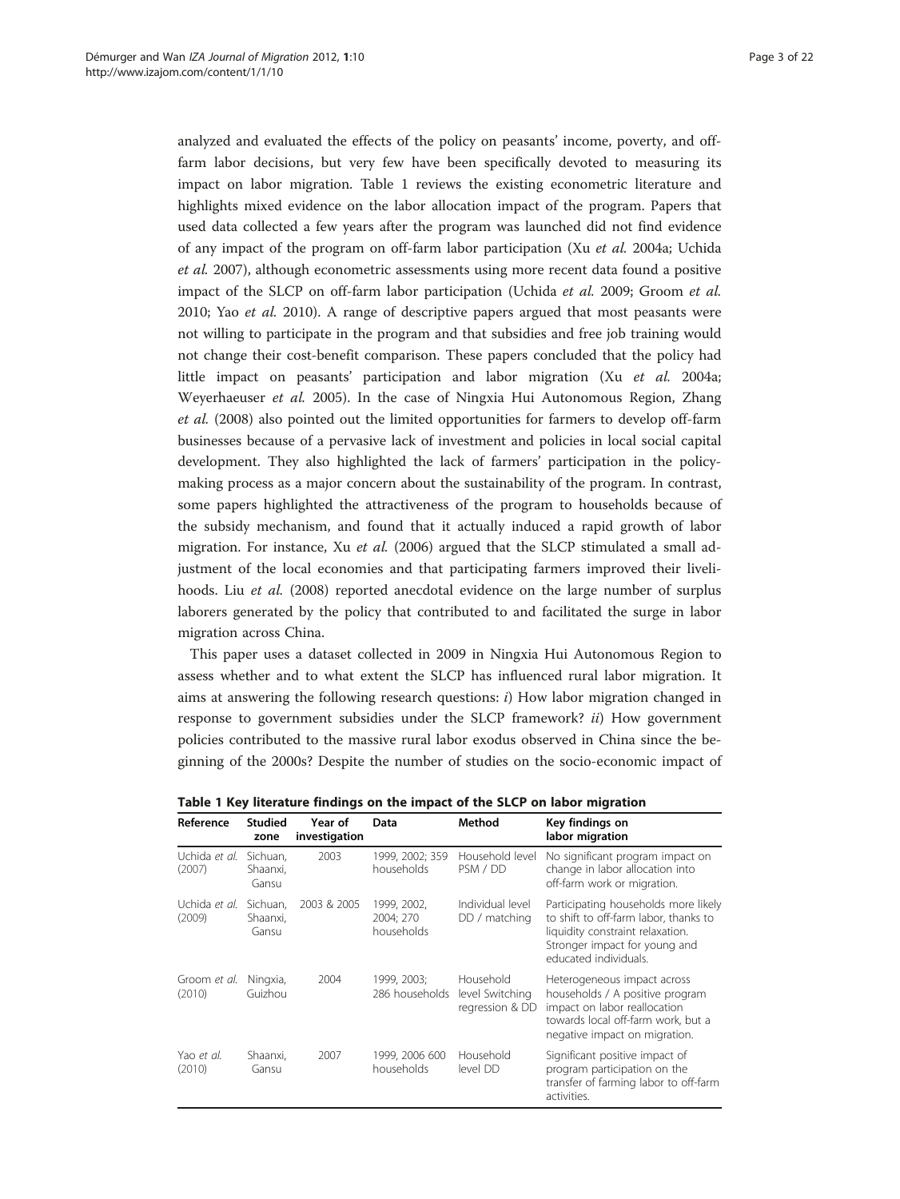analyzed and evaluated the effects of the policy on peasants' income, poverty, and off-farm labor decisions, but very few have been specifically devoted to measuring its impact on labor migration. Table 1 reviews the existing econometric literature and highlights mixed evidence on the labor allocation impact of the program. Papers that used data collected a few years after the program was launched did not find evidence of any impact of the program on off-farm labor participation (Xu *et al.* 2004a; Uchida *et al.* 2007), although econometric assessments using more recent data found a positive impact of the SLCP on off-farm labor participation (Uchida *et al.* 2009; Groom *et al.* 2010; Yao *et al.* 2010). A range of descriptive papers argued that most peasants were not willing to participate in the program and that subsidies and free job training would not change their cost-benefit comparison. These papers concluded that the policy had little impact on peasants' participation and labor migration (Xu *et al.* 2004a; Weyerhaeuser *et al.* 2005). In the case of Ningxia Hui Autonomous Region, Zhang *et al.* (2008) also pointed out the limited opportunities for farmers to develop off-farm businesses because of a pervasive lack of investment and policies in local social capital development. They also highlighted the lack of farmers' participation in the policy-making process as a major concern about the sustainability of the program. In contrast, some papers highlighted the attractiveness of the program to households because of the subsidy mechanism, and found that it actually induced a rapid growth of labor migration. For instance, Xu *et al.* (2006) argued that the SLCP stimulated a small adjustment of the local economies and that participating farmers improved their livelihoods. Liu *et al.* (2008) reported anecdotal evidence on the large number of surplus laborers generated by the policy that contributed to and facilitated the surge in labor migration across China.

This paper uses a dataset collected in 2009 in Ningxia Hui Autonomous Region to assess whether and to what extent the SLCP has influenced rural labor migration. It aims at answering the following research questions: *i*) How labor migration changed in response to government subsidies under the SLCP framework? *ii*) How government policies contributed to the massive rural labor exodus observed in China since the beginning of the 2000s? Despite the number of studies on the socio-economic impact of

**Table 1 Key literature findings on the impact of the SLCP on labor migration**

| Reference | Studied zone | Year of investigation | Data | Method | Key findings on labor migration |
|---|---|---|---|---|---|
| Uchida *et al.* (2007) | Sichuan, Shaanxi, Gansu | 2003 | 1999, 2002; 359 households | Household level PSM / DD | No significant program impact on change in labor allocation into off-farm work or migration. |
| Uchida *et al.* (2009) | Sichuan, Shaanxi, Gansu | 2003 & 2005 | 1999, 2002, 2004; 270 households | Individual level DD / matching | Participating households more likely to shift to off-farm labor, thanks to liquidity constraint relaxation. Stronger impact for young and educated individuals. |
| Groom *et al.* (2010) | Ningxia, Guizhou | 2004 | 1999, 2003; 286 households | Household level Switching regression & DD | Heterogeneous impact across households / A positive program impact on labor reallocation towards local off-farm work, but a negative impact on migration. |
| Yao *et al.* (2010) | Shaanxi, Gansu | 2007 | 1999, 2006 600 households | Household level DD | Significant positive impact of program participation on the transfer of farming labor to off-farm activities. |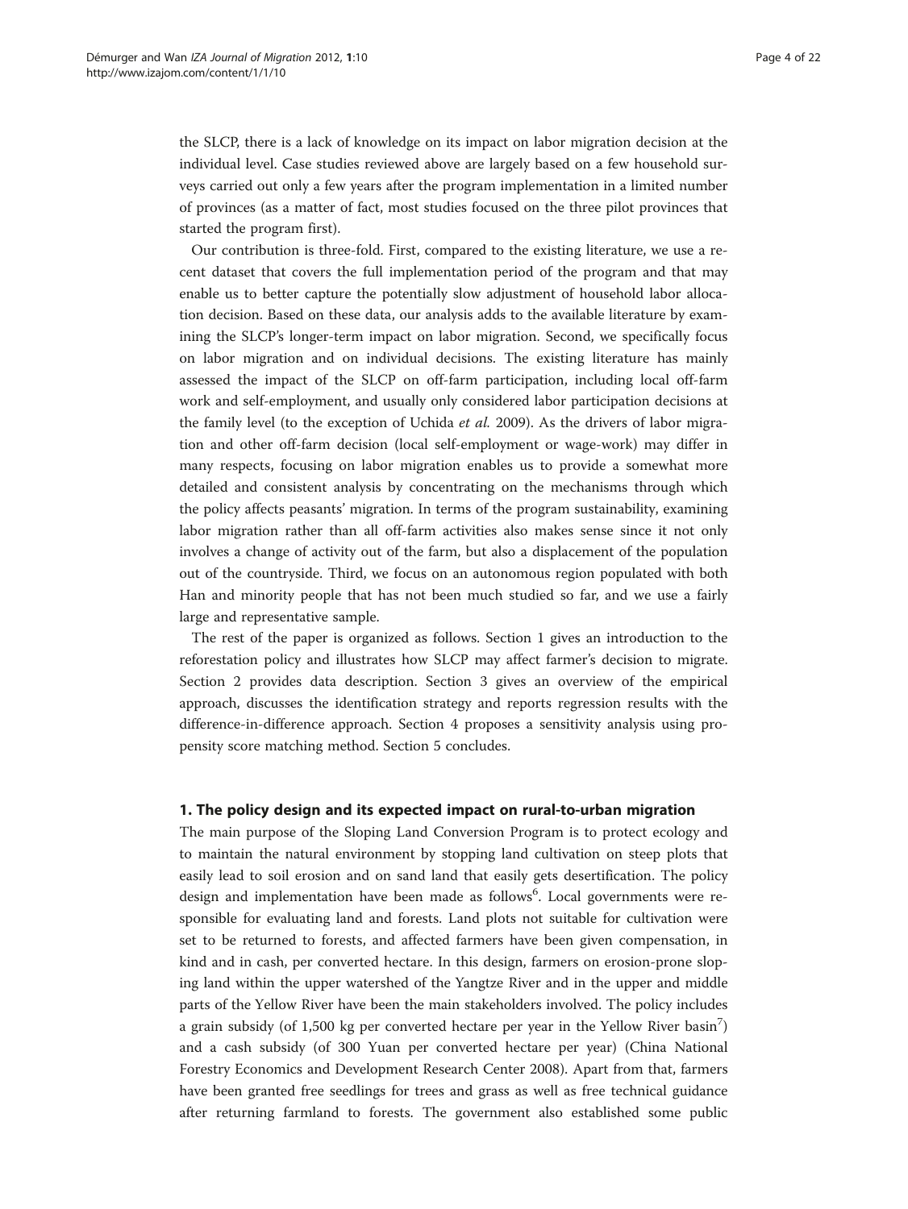the SLCP, there is a lack of knowledge on its impact on labor migration decision at the individual level. Case studies reviewed above are largely based on a few household surveys carried out only a few years after the program implementation in a limited number of provinces (as a matter of fact, most studies focused on the three pilot provinces that started the program first).

Our contribution is three-fold. First, compared to the existing literature, we use a recent dataset that covers the full implementation period of the program and that may enable us to better capture the potentially slow adjustment of household labor allocation decision. Based on these data, our analysis adds to the available literature by examining the SLCP's longer-term impact on labor migration. Second, we specifically focus on labor migration and on individual decisions. The existing literature has mainly assessed the impact of the SLCP on off-farm participation, including local off-farm work and self-employment, and usually only considered labor participation decisions at the family level (to the exception of Uchida *et al.* 2009). As the drivers of labor migration and other off-farm decision (local self-employment or wage-work) may differ in many respects, focusing on labor migration enables us to provide a somewhat more detailed and consistent analysis by concentrating on the mechanisms through which the policy affects peasants' migration. In terms of the program sustainability, examining labor migration rather than all off-farm activities also makes sense since it not only involves a change of activity out of the farm, but also a displacement of the population out of the countryside. Third, we focus on an autonomous region populated with both Han and minority people that has not been much studied so far, and we use a fairly large and representative sample.

The rest of the paper is organized as follows. Section 1 gives an introduction to the reforestation policy and illustrates how SLCP may affect farmer's decision to migrate. Section 2 provides data description. Section 3 gives an overview of the empirical approach, discusses the identification strategy and reports regression results with the difference-in-difference approach. Section 4 proposes a sensitivity analysis using propensity score matching method. Section 5 concludes.

## 1. The policy design and its expected impact on rural-to-urban migration

The main purpose of the Sloping Land Conversion Program is to protect ecology and to maintain the natural environment by stopping land cultivation on steep plots that easily lead to soil erosion and on sand land that easily gets desertification. The policy design and implementation have been made as follows[6]. Local governments were responsible for evaluating land and forests. Land plots not suitable for cultivation were set to be returned to forests, and affected farmers have been given compensation, in kind and in cash, per converted hectare. In this design, farmers on erosion-prone sloping land within the upper watershed of the Yangtze River and in the upper and middle parts of the Yellow River have been the main stakeholders involved. The policy includes a grain subsidy (of 1,500 kg per converted hectare per year in the Yellow River basin[7]) and a cash subsidy (of 300 Yuan per converted hectare per year) (China National Forestry Economics and Development Research Center 2008). Apart from that, farmers have been granted free seedlings for trees and grass as well as free technical guidance after returning farmland to forests. The government also established some public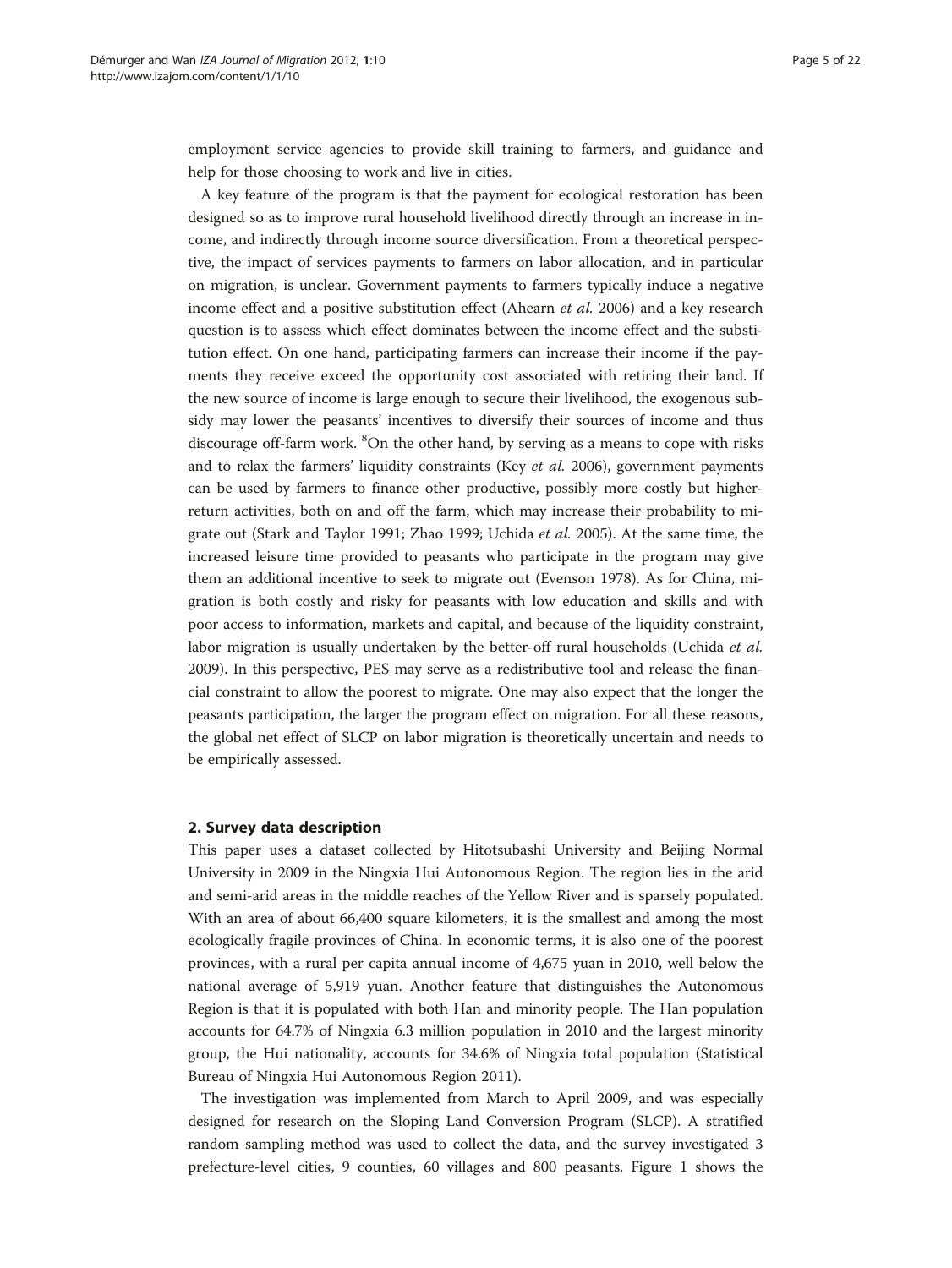employment service agencies to provide skill training to farmers, and guidance and help for those choosing to work and live in cities.

A key feature of the program is that the payment for ecological restoration has been designed so as to improve rural household livelihood directly through an increase in income, and indirectly through income source diversification. From a theoretical perspective, the impact of services payments to farmers on labor allocation, and in particular on migration, is unclear. Government payments to farmers typically induce a negative income effect and a positive substitution effect (Ahearn *et al.* 2006) and a key research question is to assess which effect dominates between the income effect and the substitution effect. On one hand, participating farmers can increase their income if the payments they receive exceed the opportunity cost associated with retiring their land. If the new source of income is large enough to secure their livelihood, the exogenous subsidy may lower the peasants' incentives to diversify their sources of income and thus discourage off-farm work. [8]On the other hand, by serving as a means to cope with risks and to relax the farmers' liquidity constraints (Key *et al.* 2006), government payments can be used by farmers to finance other productive, possibly more costly but higher-return activities, both on and off the farm, which may increase their probability to migrate out (Stark and Taylor 1991; Zhao 1999; Uchida *et al.* 2005). At the same time, the increased leisure time provided to peasants who participate in the program may give them an additional incentive to seek to migrate out (Evenson 1978). As for China, migration is both costly and risky for peasants with low education and skills and with poor access to information, markets and capital, and because of the liquidity constraint, labor migration is usually undertaken by the better-off rural households (Uchida *et al.* 2009). In this perspective, PES may serve as a redistributive tool and release the financial constraint to allow the poorest to migrate. One may also expect that the longer the peasants participation, the larger the program effect on migration. For all these reasons, the global net effect of SLCP on labor migration is theoretically uncertain and needs to be empirically assessed.

## 2. Survey data description

This paper uses a dataset collected by Hitotsubashi University and Beijing Normal University in 2009 in the Ningxia Hui Autonomous Region. The region lies in the arid and semi-arid areas in the middle reaches of the Yellow River and is sparsely populated. With an area of about 66,400 square kilometers, it is the smallest and among the most ecologically fragile provinces of China. In economic terms, it is also one of the poorest provinces, with a rural per capita annual income of 4,675 yuan in 2010, well below the national average of 5,919 yuan. Another feature that distinguishes the Autonomous Region is that it is populated with both Han and minority people. The Han population accounts for 64.7% of Ningxia 6.3 million population in 2010 and the largest minority group, the Hui nationality, accounts for 34.6% of Ningxia total population (Statistical Bureau of Ningxia Hui Autonomous Region 2011).

The investigation was implemented from March to April 2009, and was especially designed for research on the Sloping Land Conversion Program (SLCP). A stratified random sampling method was used to collect the data, and the survey investigated 3 prefecture-level cities, 9 counties, 60 villages and 800 peasants. Figure 1 shows the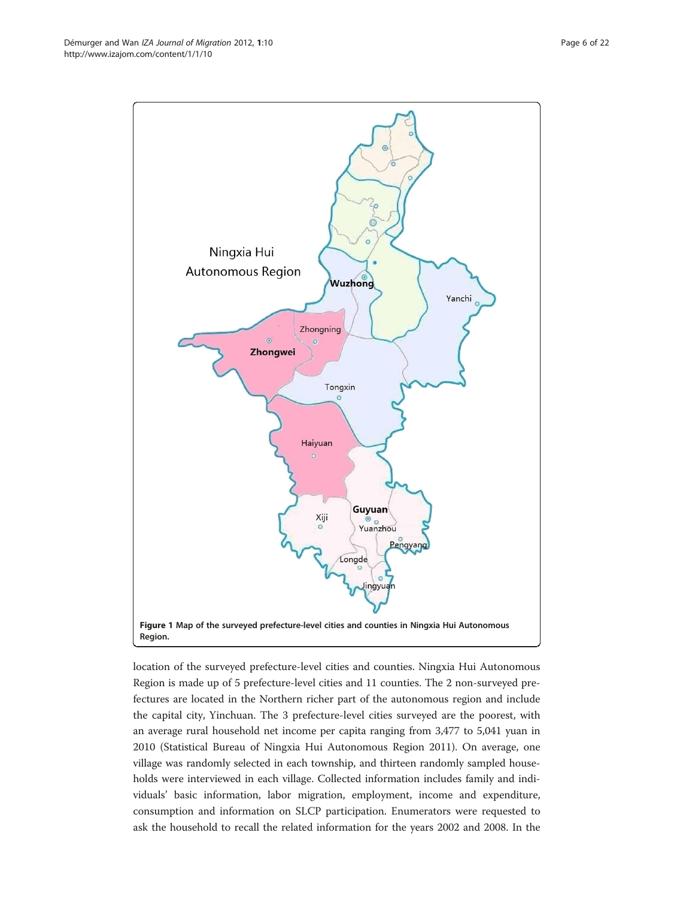Figure 1 Map of the surveyed prefecture-level cities and counties in Ningxia Hui Autonomous Region.

location of the surveyed prefecture-level cities and counties. Ningxia Hui Autonomous Region is made up of 5 prefecture-level cities and 11 counties. The 2 non-surveyed prefectures are located in the Northern richer part of the autonomous region and include the capital city, Yinchuan. The 3 prefecture-level cities surveyed are the poorest, with an average rural household net income per capita ranging from 3,477 to 5,041 yuan in 2010 (Statistical Bureau of Ningxia Hui Autonomous Region 2011). On average, one village was randomly selected in each township, and thirteen randomly sampled households were interviewed in each village. Collected information includes family and individuals' basic information, labor migration, employment, income and expenditure, consumption and information on SLCP participation. Enumerators were requested to ask the household to recall the related information for the years 2002 and 2008. In the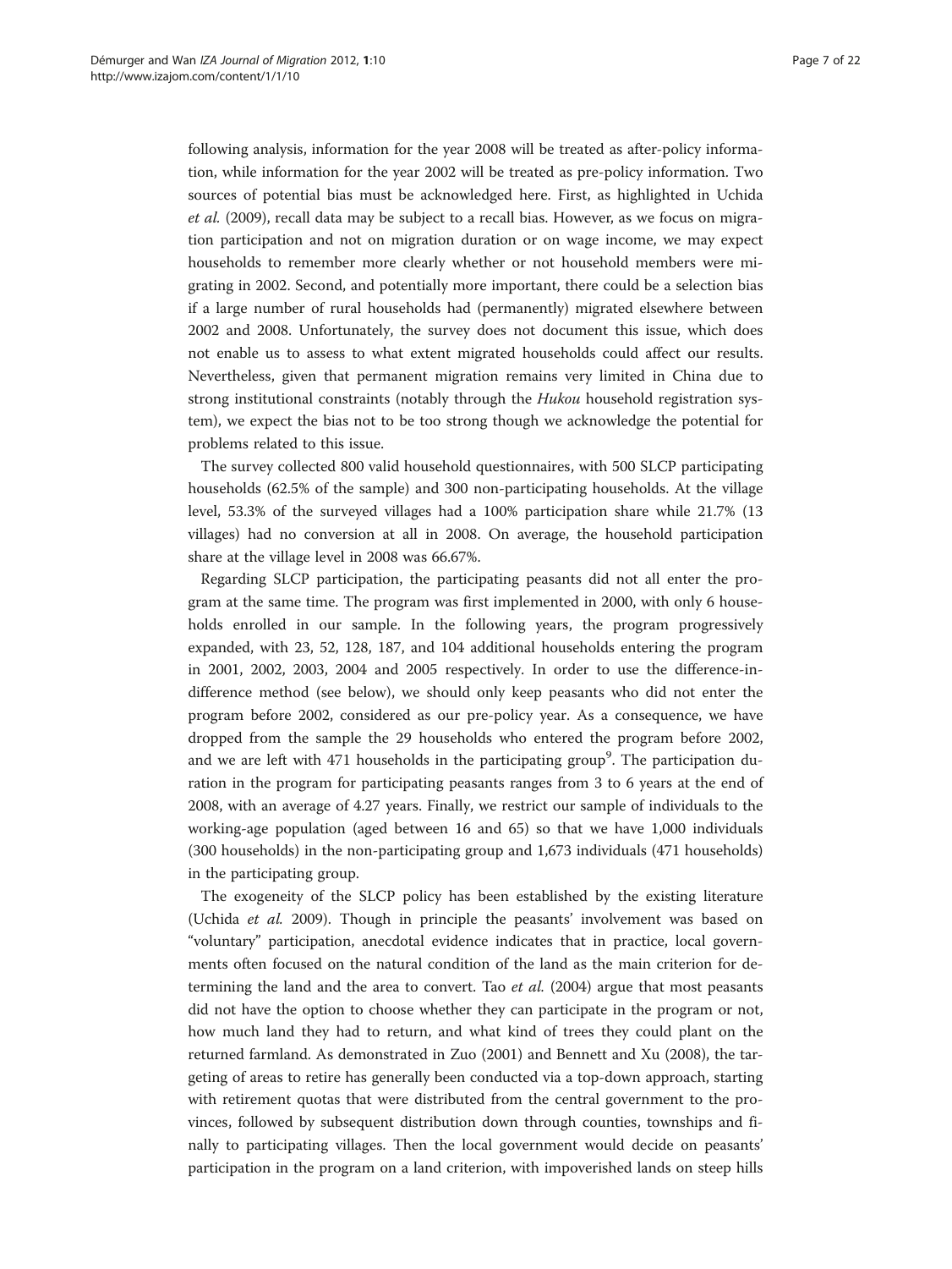following analysis, information for the year 2008 will be treated as after-policy information, while information for the year 2002 will be treated as pre-policy information. Two sources of potential bias must be acknowledged here. First, as highlighted in Uchida *et al.* (2009), recall data may be subject to a recall bias. However, as we focus on migration participation and not on migration duration or on wage income, we may expect households to remember more clearly whether or not household members were migrating in 2002. Second, and potentially more important, there could be a selection bias if a large number of rural households had (permanently) migrated elsewhere between 2002 and 2008. Unfortunately, the survey does not document this issue, which does not enable us to assess to what extent migrated households could affect our results. Nevertheless, given that permanent migration remains very limited in China due to strong institutional constraints (notably through the *Hukou* household registration system), we expect the bias not to be too strong though we acknowledge the potential for problems related to this issue.

The survey collected 800 valid household questionnaires, with 500 SLCP participating households (62.5% of the sample) and 300 non-participating households. At the village level, 53.3% of the surveyed villages had a 100% participation share while 21.7% (13 villages) had no conversion at all in 2008. On average, the household participation share at the village level in 2008 was 66.67%.

Regarding SLCP participation, the participating peasants did not all enter the program at the same time. The program was first implemented in 2000, with only 6 households enrolled in our sample. In the following years, the program progressively expanded, with 23, 52, 128, 187, and 104 additional households entering the program in 2001, 2002, 2003, 2004 and 2005 respectively. In order to use the difference-in-difference method (see below), we should only keep peasants who did not enter the program before 2002, considered as our pre-policy year. As a consequence, we have dropped from the sample the 29 households who entered the program before 2002, and we are left with 471 households in the participating group[9]. The participation duration in the program for participating peasants ranges from 3 to 6 years at the end of 2008, with an average of 4.27 years. Finally, we restrict our sample of individuals to the working-age population (aged between 16 and 65) so that we have 1,000 individuals (300 households) in the non-participating group and 1,673 individuals (471 households) in the participating group.

The exogeneity of the SLCP policy has been established by the existing literature (Uchida *et al.* 2009). Though in principle the peasants' involvement was based on "voluntary" participation, anecdotal evidence indicates that in practice, local governments often focused on the natural condition of the land as the main criterion for determining the land and the area to convert. Tao *et al.* (2004) argue that most peasants did not have the option to choose whether they can participate in the program or not, how much land they had to return, and what kind of trees they could plant on the returned farmland. As demonstrated in Zuo (2001) and Bennett and Xu (2008), the targeting of areas to retire has generally been conducted via a top-down approach, starting with retirement quotas that were distributed from the central government to the provinces, followed by subsequent distribution down through counties, townships and finally to participating villages. Then the local government would decide on peasants' participation in the program on a land criterion, with impoverished lands on steep hills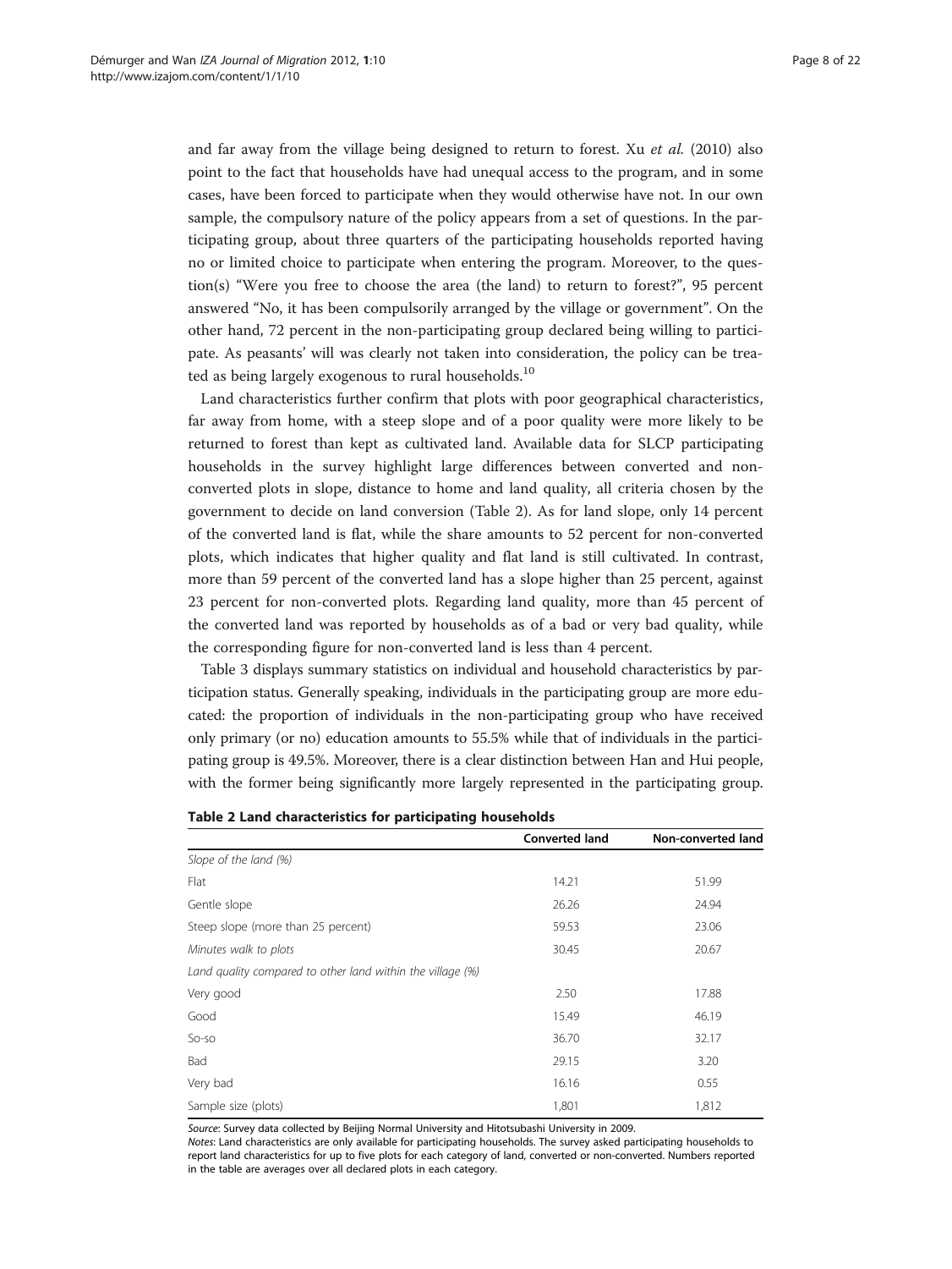and far away from the village being designed to return to forest. Xu *et al.* (2010) also point to the fact that households have had unequal access to the program, and in some cases, have been forced to participate when they would otherwise have not. In our own sample, the compulsory nature of the policy appears from a set of questions. In the participating group, about three quarters of the participating households reported having no or limited choice to participate when entering the program. Moreover, to the question(s) "Were you free to choose the area (the land) to return to forest?", 95 percent answered "No, it has been compulsorily arranged by the village or government". On the other hand, 72 percent in the non-participating group declared being willing to participate. As peasants' will was clearly not taken into consideration, the policy can be treated as being largely exogenous to rural households.[10]

Land characteristics further confirm that plots with poor geographical characteristics, far away from home, with a steep slope and of a poor quality were more likely to be returned to forest than kept as cultivated land. Available data for SLCP participating households in the survey highlight large differences between converted and non-converted plots in slope, distance to home and land quality, all criteria chosen by the government to decide on land conversion (Table 2). As for land slope, only 14 percent of the converted land is flat, while the share amounts to 52 percent for non-converted plots, which indicates that higher quality and flat land is still cultivated. In contrast, more than 59 percent of the converted land has a slope higher than 25 percent, against 23 percent for non-converted plots. Regarding land quality, more than 45 percent of the converted land was reported by households as of a bad or very bad quality, while the corresponding figure for non-converted land is less than 4 percent.

Table 3 displays summary statistics on individual and household characteristics by participation status. Generally speaking, individuals in the participating group are more educated: the proportion of individuals in the non-participating group who have received only primary (or no) education amounts to 55.5% while that of individuals in the participating group is 49.5%. Moreover, there is a clear distinction between Han and Hui people, with the former being significantly more largely represented in the participating group.

**Table 2 Land characteristics for participating households**

| | Converted land | Non-converted land |
|---|---|---|
| *Slope of the land (%)* | | |
| Flat | 14.21 | 51.99 |
| Gentle slope | 26.26 | 24.94 |
| Steep slope (more than 25 percent) | 59.53 | 23.06 |
| *Minutes walk to plots* | 30.45 | 20.67 |
| *Land quality compared to other land within the village (%)* | | |
| Very good | 2.50 | 17.88 |
| Good | 15.49 | 46.19 |
| So-so | 36.70 | 32.17 |
| Bad | 29.15 | 3.20 |
| Very bad | 16.16 | 0.55 |
| Sample size (plots) | 1,801 | 1,812 |

*Source*: Survey data collected by Beijing Normal University and Hitotsubashi University in 2009.
*Notes*: Land characteristics are only available for participating households. The survey asked participating households to report land characteristics for up to five plots for each category of land, converted or non-converted. Numbers reported in the table are averages over all declared plots in each category.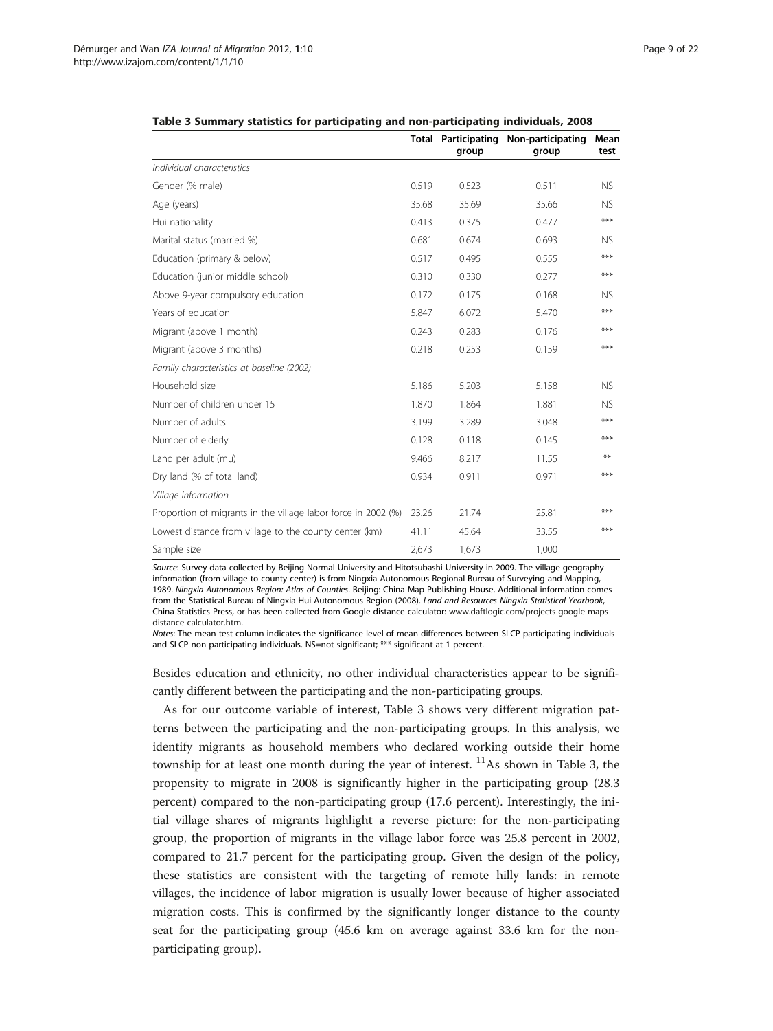**Table 3 Summary statistics for participating and non-participating individuals, 2008**

| | Total | Participating group | Non-participating group | Mean test |
|---|---|---|---|---|
| *Individual characteristics* | | | | |
| Gender (% male) | 0.519 | 0.523 | 0.511 | NS |
| Age (years) | 35.68 | 35.69 | 35.66 | NS |
| Hui nationality | 0.413 | 0.375 | 0.477 | *** |
| Marital status (married %) | 0.681 | 0.674 | 0.693 | NS |
| Education (primary & below) | 0.517 | 0.495 | 0.555 | *** |
| Education (junior middle school) | 0.310 | 0.330 | 0.277 | *** |
| Above 9-year compulsory education | 0.172 | 0.175 | 0.168 | NS |
| Years of education | 5.847 | 6.072 | 5.470 | *** |
| Migrant (above 1 month) | 0.243 | 0.283 | 0.176 | *** |
| Migrant (above 3 months) | 0.218 | 0.253 | 0.159 | *** |
| *Family characteristics at baseline (2002)* | | | | |
| Household size | 5.186 | 5.203 | 5.158 | NS |
| Number of children under 15 | 1.870 | 1.864 | 1.881 | NS |
| Number of adults | 3.199 | 3.289 | 3.048 | *** |
| Number of elderly | 0.128 | 0.118 | 0.145 | *** |
| Land per adult (mu) | 9.466 | 8.217 | 11.55 | ** |
| Dry land (% of total land) | 0.934 | 0.911 | 0.971 | *** |
| *Village information* | | | | |
| Proportion of migrants in the village labor force in 2002 (%) | 23.26 | 21.74 | 25.81 | *** |
| Lowest distance from village to the county center (km) | 41.11 | 45.64 | 33.55 | *** |
| Sample size | 2,673 | 1,673 | 1,000 | |

*Source*: Survey data collected by Beijing Normal University and Hitotsubashi University in 2009. The village geography information (from village to county center) is from Ningxia Autonomous Regional Bureau of Surveying and Mapping, 1989. *Ningxia Autonomous Region: Atlas of Counties*. Beijing: China Map Publishing House. Additional information comes from the Statistical Bureau of Ningxia Hui Autonomous Region (2008). *Land and Resources Ningxia Statistical Yearbook*, China Statistics Press, or has been collected from Google distance calculator: www.daftlogic.com/projects-google-maps-distance-calculator.htm.

*Notes*: The mean test column indicates the significance level of mean differences between SLCP participating individuals and SLCP non-participating individuals. NS=not significant; *** significant at 1 percent.

Besides education and ethnicity, no other individual characteristics appear to be significantly different between the participating and the non-participating groups.

As for our outcome variable of interest, Table 3 shows very different migration patterns between the participating and the non-participating groups. In this analysis, we identify migrants as household members who declared working outside their home township for at least one month during the year of interest. [11]As shown in Table 3, the propensity to migrate in 2008 is significantly higher in the participating group (28.3 percent) compared to the non-participating group (17.6 percent). Interestingly, the initial village shares of migrants highlight a reverse picture: for the non-participating group, the proportion of migrants in the village labor force was 25.8 percent in 2002, compared to 21.7 percent for the participating group. Given the design of the policy, these statistics are consistent with the targeting of remote hilly lands: in remote villages, the incidence of labor migration is usually lower because of higher associated migration costs. This is confirmed by the significantly longer distance to the county seat for the participating group (45.6 km on average against 33.6 km for the non-participating group).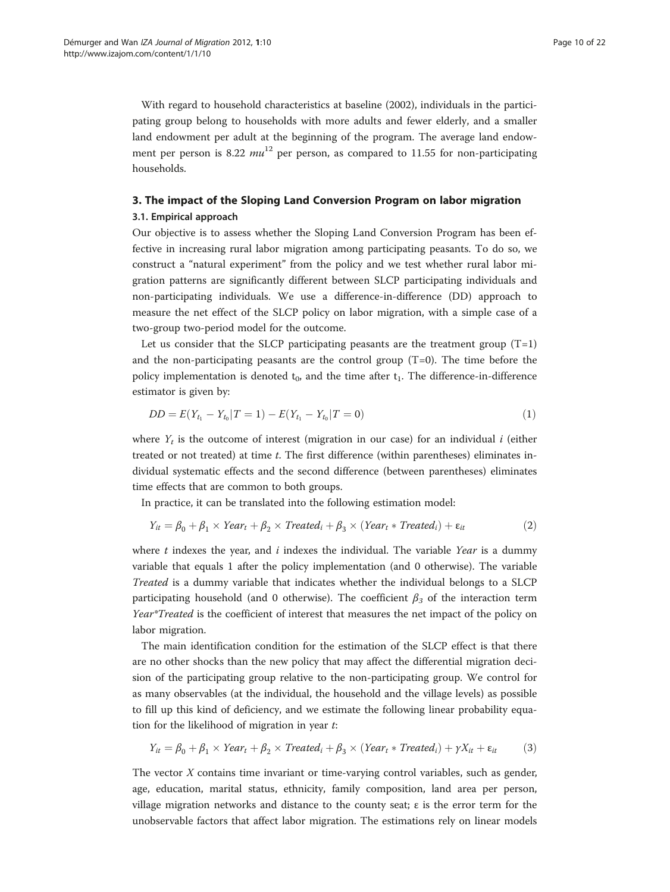With regard to household characteristics at baseline (2002), individuals in the participating group belong to households with more adults and fewer elderly, and a smaller land endowment per adult at the beginning of the program. The average land endowment per person is 8.22 *mu*[12] per person, as compared to 11.55 for non-participating households.

## 3. The impact of the Sloping Land Conversion Program on labor migration

### 3.1. Empirical approach

Our objective is to assess whether the Sloping Land Conversion Program has been effective in increasing rural labor migration among participating peasants. To do so, we construct a "natural experiment" from the policy and we test whether rural labor migration patterns are significantly different between SLCP participating individuals and non-participating individuals. We use a difference-in-difference (DD) approach to measure the net effect of the SLCP policy on labor migration, with a simple case of a two-group two-period model for the outcome.

Let us consider that the SLCP participating peasants are the treatment group (T=1) and the non-participating peasants are the control group (T=0). The time before the policy implementation is denoted $t_0$, and the time after $t_1$. The difference-in-difference estimator is given by:

$$DD = E(Y_{t_1} - Y_{t_0}|T = 1) - E(Y_{t_1} - Y_{t_0}|T = 0) \tag{1}$$

where $Y_t$ is the outcome of interest (migration in our case) for an individual $i$ (either treated or not treated) at time $t$. The first difference (within parentheses) eliminates individual systematic effects and the second difference (between parentheses) eliminates time effects that are common to both groups.

In practice, it can be translated into the following estimation model:

$$Y_{it} = \beta_0 + \beta_1 \times Year_t + \beta_2 \times Treated_i + \beta_3 \times (Year_t * Treated_i) + \varepsilon_{it} \tag{2}$$

where $t$ indexes the year, and $i$ indexes the individual. The variable *Year* is a dummy variable that equals 1 after the policy implementation (and 0 otherwise). The variable *Treated* is a dummy variable that indicates whether the individual belongs to a SLCP participating household (and 0 otherwise). The coefficient $\beta_3$ of the interaction term *Year*Treated* is the coefficient of interest that measures the net impact of the policy on labor migration.

The main identification condition for the estimation of the SLCP effect is that there are no other shocks than the new policy that may affect the differential migration decision of the participating group relative to the non-participating group. We control for as many observables (at the individual, the household and the village levels) as possible to fill up this kind of deficiency, and we estimate the following linear probability equation for the likelihood of migration in year $t$:

$$Y_{it} = \beta_0 + \beta_1 \times Year_t + \beta_2 \times Treated_i + \beta_3 \times (Year_t * Treated_i) + \gamma X_{it} + \varepsilon_{it} \tag{3}$$

The vector $X$ contains time invariant or time-varying control variables, such as gender, age, education, marital status, ethnicity, family composition, land area per person, village migration networks and distance to the county seat; $\varepsilon$ is the error term for the unobservable factors that affect labor migration. The estimations rely on linear models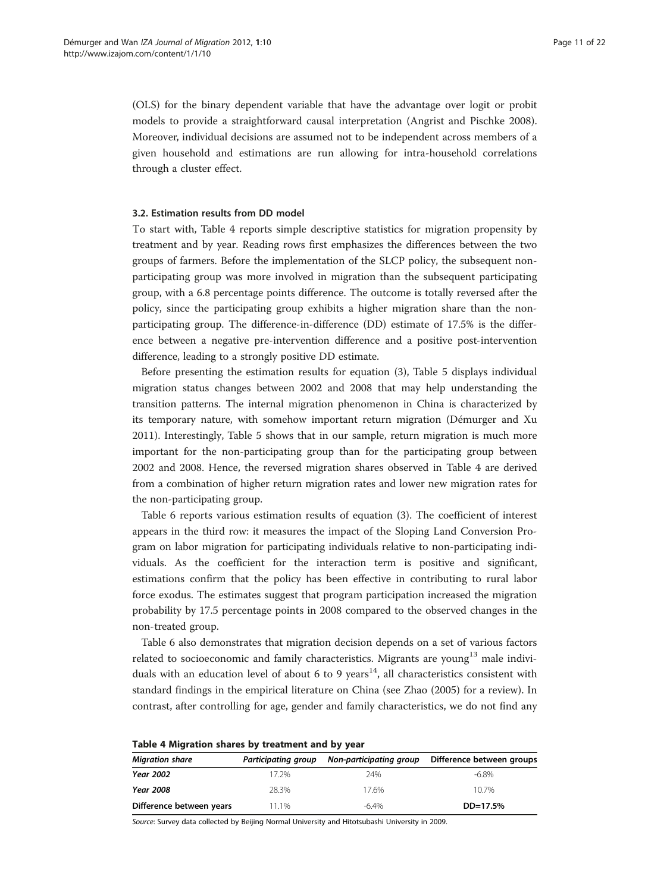(OLS) for the binary dependent variable that have the advantage over logit or probit models to provide a straightforward causal interpretation (Angrist and Pischke 2008). Moreover, individual decisions are assumed not to be independent across members of a given household and estimations are run allowing for intra-household correlations through a cluster effect.

### 3.2. Estimation results from DD model

To start with, Table 4 reports simple descriptive statistics for migration propensity by treatment and by year. Reading rows first emphasizes the differences between the two groups of farmers. Before the implementation of the SLCP policy, the subsequent non-participating group was more involved in migration than the subsequent participating group, with a 6.8 percentage points difference. The outcome is totally reversed after the policy, since the participating group exhibits a higher migration share than the non-participating group. The difference-in-difference (DD) estimate of 17.5% is the difference between a negative pre-intervention difference and a positive post-intervention difference, leading to a strongly positive DD estimate.

Before presenting the estimation results for equation (3), Table 5 displays individual migration status changes between 2002 and 2008 that may help understanding the transition patterns. The internal migration phenomenon in China is characterized by its temporary nature, with somehow important return migration (Démurger and Xu 2011). Interestingly, Table 5 shows that in our sample, return migration is much more important for the non-participating group than for the participating group between 2002 and 2008. Hence, the reversed migration shares observed in Table 4 are derived from a combination of higher return migration rates and lower new migration rates for the non-participating group.

Table 6 reports various estimation results of equation (3). The coefficient of interest appears in the third row: it measures the impact of the Sloping Land Conversion Program on labor migration for participating individuals relative to non-participating individuals. As the coefficient for the interaction term is positive and significant, estimations confirm that the policy has been effective in contributing to rural labor force exodus. The estimates suggest that program participation increased the migration probability by 17.5 percentage points in 2008 compared to the observed changes in the non-treated group.

Table 6 also demonstrates that migration decision depends on a set of various factors related to socioeconomic and family characteristics. Migrants are young[13] male individuals with an education level of about 6 to 9 years[14], all characteristics consistent with standard findings in the empirical literature on China (see Zhao (2005) for a review). In contrast, after controlling for age, gender and family characteristics, we do not find any

**Table 4 Migration shares by treatment and by year**

| *Migration share* | *Participating group* | *Non-participating group* | Difference between groups |
|---|---|---|---|
| ***Year 2002*** | 17.2% | 24% | -6.8% |
| ***Year 2008*** | 28.3% | 17.6% | 10.7% |
| **Difference between years** | 11.1% | -6.4% | **DD=17.5%** |

*Source*: Survey data collected by Beijing Normal University and Hitotsubashi University in 2009.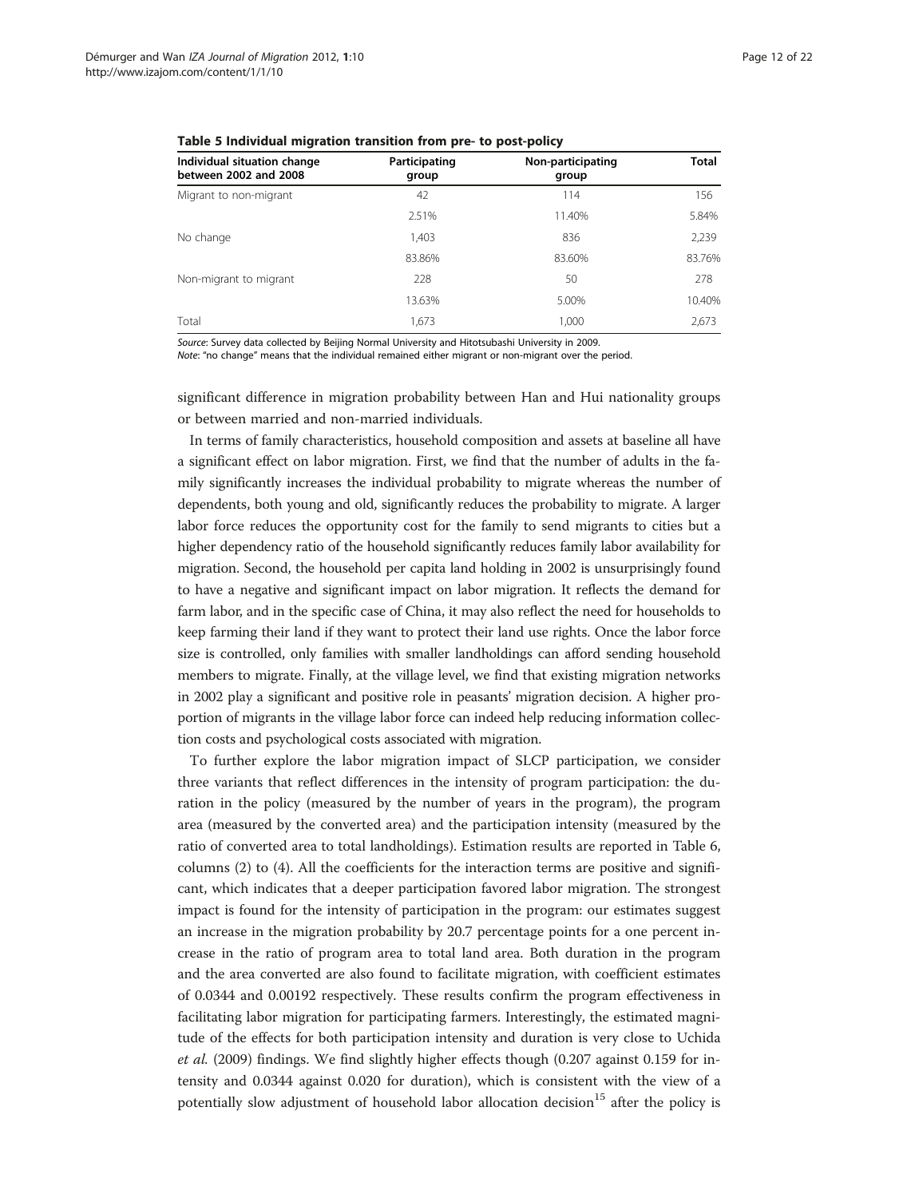**Table 5 Individual migration transition from pre- to post-policy**

| Individual situation change between 2002 and 2008 | Participating group | Non-participating group | Total |
|---|---|---|---|
| Migrant to non-migrant | 42 | 114 | 156 |
| | 2.51% | 11.40% | 5.84% |
| No change | 1,403 | 836 | 2,239 |
| | 83.86% | 83.60% | 83.76% |
| Non-migrant to migrant | 228 | 50 | 278 |
| | 13.63% | 5.00% | 10.40% |
| Total | 1,673 | 1,000 | 2,673 |

*Source*: Survey data collected by Beijing Normal University and Hitotsubashi University in 2009.
*Note*: "no change" means that the individual remained either migrant or non-migrant over the period.

significant difference in migration probability between Han and Hui nationality groups or between married and non-married individuals.

In terms of family characteristics, household composition and assets at baseline all have a significant effect on labor migration. First, we find that the number of adults in the family significantly increases the individual probability to migrate whereas the number of dependents, both young and old, significantly reduces the probability to migrate. A larger labor force reduces the opportunity cost for the family to send migrants to cities but a higher dependency ratio of the household significantly reduces family labor availability for migration. Second, the household per capita land holding in 2002 is unsurprisingly found to have a negative and significant impact on labor migration. It reflects the demand for farm labor, and in the specific case of China, it may also reflect the need for households to keep farming their land if they want to protect their land use rights. Once the labor force size is controlled, only families with smaller landholdings can afford sending household members to migrate. Finally, at the village level, we find that existing migration networks in 2002 play a significant and positive role in peasants' migration decision. A higher proportion of migrants in the village labor force can indeed help reducing information collection costs and psychological costs associated with migration.

To further explore the labor migration impact of SLCP participation, we consider three variants that reflect differences in the intensity of program participation: the duration in the policy (measured by the number of years in the program), the program area (measured by the converted area) and the participation intensity (measured by the ratio of converted area to total landholdings). Estimation results are reported in Table 6, columns (2) to (4). All the coefficients for the interaction terms are positive and significant, which indicates that a deeper participation favored labor migration. The strongest impact is found for the intensity of participation in the program: our estimates suggest an increase in the migration probability by 20.7 percentage points for a one percent increase in the ratio of program area to total land area. Both duration in the program and the area converted are also found to facilitate migration, with coefficient estimates of 0.0344 and 0.00192 respectively. These results confirm the program effectiveness in facilitating labor migration for participating farmers. Interestingly, the estimated magnitude of the effects for both participation intensity and duration is very close to Uchida *et al.* (2009) findings. We find slightly higher effects though (0.207 against 0.159 for intensity and 0.0344 against 0.020 for duration), which is consistent with the view of a potentially slow adjustment of household labor allocation decision[15] after the policy is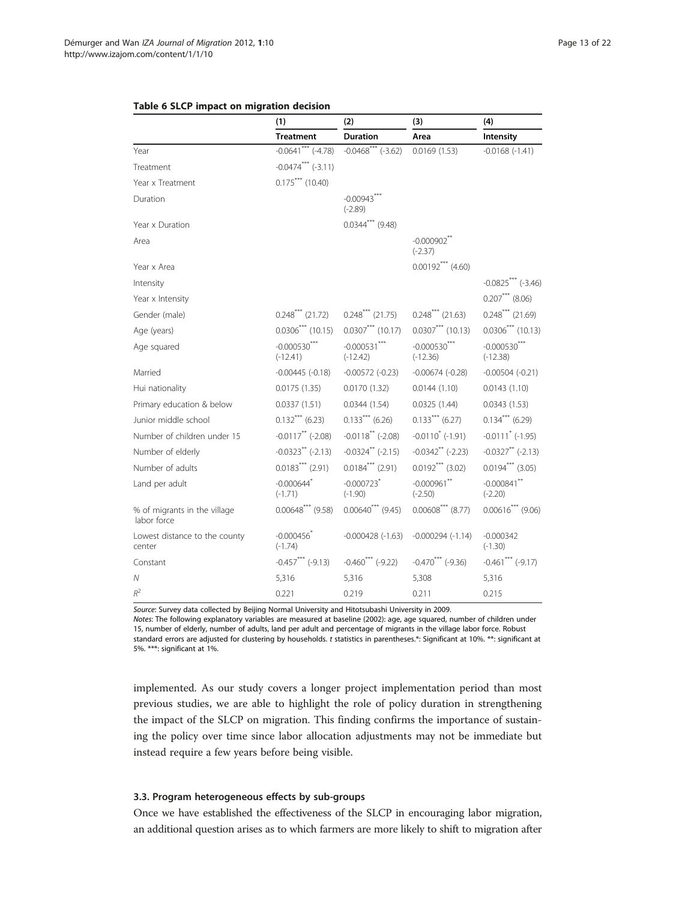**Table 6 SLCP impact on migration decision**

| | (1) | (2) | (3) | (4) |
|---|---|---|---|---|
| | **Treatment** | **Duration** | **Area** | **Intensity** |
| Year | -0.0641*** (-4.78) | -0.0468*** (-3.62) | 0.0169 (1.53) | -0.0168 (-1.41) |
| Treatment | -0.0474*** (-3.11) | | | |
| Year x Treatment | 0.175*** (10.40) | | | |
| Duration | | -0.00943*** (-2.89) | | |
| Year x Duration | | 0.0344*** (9.48) | | |
| Area | | | -0.000902** (-2.37) | |
| Year x Area | | | 0.00192*** (4.60) | |
| Intensity | | | | -0.0825*** (-3.46) |
| Year x Intensity | | | | 0.207*** (8.06) |
| Gender (male) | 0.248*** (21.72) | 0.248*** (21.75) | 0.248*** (21.63) | 0.248*** (21.69) |
| Age (years) | 0.0306*** (10.15) | 0.0307*** (10.17) | 0.0307*** (10.13) | 0.0306*** (10.13) |
| Age squared | -0.000530*** (-12.41) | -0.000531*** (-12.42) | -0.000530*** (-12.36) | -0.000530*** (-12.38) |
| Married | -0.00445 (-0.18) | -0.00572 (-0.23) | -0.00674 (-0.28) | -0.00504 (-0.21) |
| Hui nationality | 0.0175 (1.35) | 0.0170 (1.32) | 0.0144 (1.10) | 0.0143 (1.10) |
| Primary education & below | 0.0337 (1.51) | 0.0344 (1.54) | 0.0325 (1.44) | 0.0343 (1.53) |
| Junior middle school | 0.132*** (6.23) | 0.133*** (6.26) | 0.133*** (6.27) | 0.134*** (6.29) |
| Number of children under 15 | -0.0117** (-2.08) | -0.0118** (-2.08) | -0.0110* (-1.91) | -0.0111* (-1.95) |
| Number of elderly | -0.0323** (-2.13) | -0.0324** (-2.15) | -0.0342** (-2.23) | -0.0327** (-2.13) |
| Number of adults | 0.0183*** (2.91) | 0.0184*** (2.91) | 0.0192*** (3.02) | 0.0194*** (3.05) |
| Land per adult | -0.000644* (-1.71) | -0.000723* (-1.90) | -0.000961** (-2.50) | -0.000841** (-2.20) |
| % of migrants in the village labor force | 0.00648*** (9.58) | 0.00640*** (9.45) | 0.00608*** (8.77) | 0.00616*** (9.06) |
| Lowest distance to the county center | -0.000456* (-1.74) | -0.000428 (-1.63) | -0.000294 (-1.14) | -0.000342 (-1.30) |
| Constant | -0.457*** (-9.13) | -0.460*** (-9.22) | -0.470*** (-9.36) | -0.461*** (-9.17) |
| $N$ | 5,316 | 5,316 | 5,308 | 5,316 |
| $R^2$ | 0.221 | 0.219 | 0.211 | 0.215 |

*Source*: Survey data collected by Beijing Normal University and Hitotsubashi University in 2009.

*Notes*: The following explanatory variables are measured at baseline (2002): age, age squared, number of children under 15, number of elderly, number of adults, land per adult and percentage of migrants in the village labor force. Robust standard errors are adjusted for clustering by households. *t* statistics in parentheses.*: Significant at 10%. **: significant at 5%. ***: significant at 1%.

implemented. As our study covers a longer project implementation period than most previous studies, we are able to highlight the role of policy duration in strengthening the impact of the SLCP on migration. This finding confirms the importance of sustaining the policy over time since labor allocation adjustments may not be immediate but instead require a few years before being visible.

### 3.3. Program heterogeneous effects by sub-groups

Once we have established the effectiveness of the SLCP in encouraging labor migration, an additional question arises as to which farmers are more likely to shift to migration after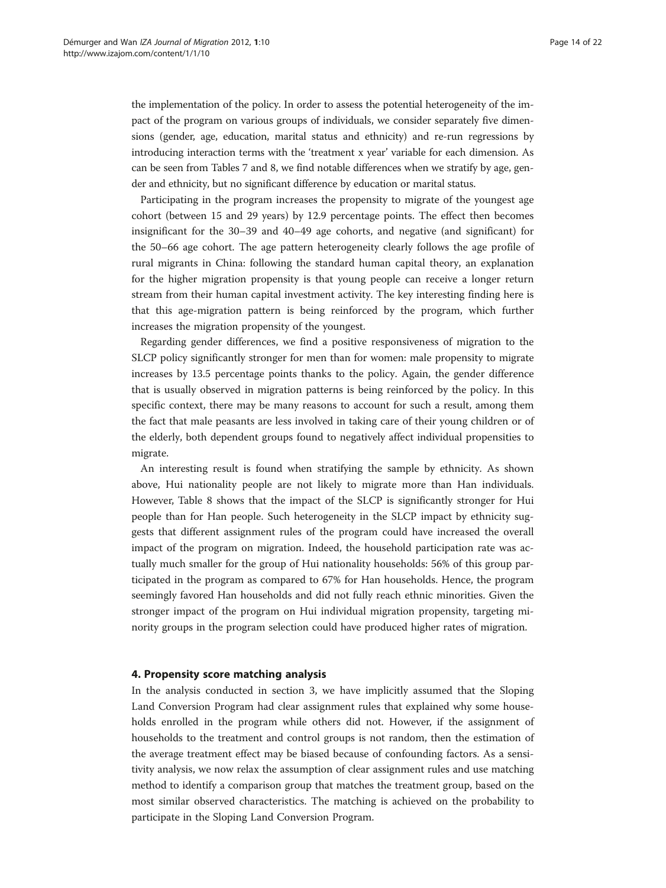the implementation of the policy. In order to assess the potential heterogeneity of the impact of the program on various groups of individuals, we consider separately five dimensions (gender, age, education, marital status and ethnicity) and re-run regressions by introducing interaction terms with the 'treatment x year' variable for each dimension. As can be seen from Tables 7 and 8, we find notable differences when we stratify by age, gender and ethnicity, but no significant difference by education or marital status.

Participating in the program increases the propensity to migrate of the youngest age cohort (between 15 and 29 years) by 12.9 percentage points. The effect then becomes insignificant for the 30–39 and 40–49 age cohorts, and negative (and significant) for the 50–66 age cohort. The age pattern heterogeneity clearly follows the age profile of rural migrants in China: following the standard human capital theory, an explanation for the higher migration propensity is that young people can receive a longer return stream from their human capital investment activity. The key interesting finding here is that this age-migration pattern is being reinforced by the program, which further increases the migration propensity of the youngest.

Regarding gender differences, we find a positive responsiveness of migration to the SLCP policy significantly stronger for men than for women: male propensity to migrate increases by 13.5 percentage points thanks to the policy. Again, the gender difference that is usually observed in migration patterns is being reinforced by the policy. In this specific context, there may be many reasons to account for such a result, among them the fact that male peasants are less involved in taking care of their young children or of the elderly, both dependent groups found to negatively affect individual propensities to migrate.

An interesting result is found when stratifying the sample by ethnicity. As shown above, Hui nationality people are not likely to migrate more than Han individuals. However, Table 8 shows that the impact of the SLCP is significantly stronger for Hui people than for Han people. Such heterogeneity in the SLCP impact by ethnicity suggests that different assignment rules of the program could have increased the overall impact of the program on migration. Indeed, the household participation rate was actually much smaller for the group of Hui nationality households: 56% of this group participated in the program as compared to 67% for Han households. Hence, the program seemingly favored Han households and did not fully reach ethnic minorities. Given the stronger impact of the program on Hui individual migration propensity, targeting minority groups in the program selection could have produced higher rates of migration.

## 4. Propensity score matching analysis

In the analysis conducted in section 3, we have implicitly assumed that the Sloping Land Conversion Program had clear assignment rules that explained why some households enrolled in the program while others did not. However, if the assignment of households to the treatment and control groups is not random, then the estimation of the average treatment effect may be biased because of confounding factors. As a sensitivity analysis, we now relax the assumption of clear assignment rules and use matching method to identify a comparison group that matches the treatment group, based on the most similar observed characteristics. The matching is achieved on the probability to participate in the Sloping Land Conversion Program.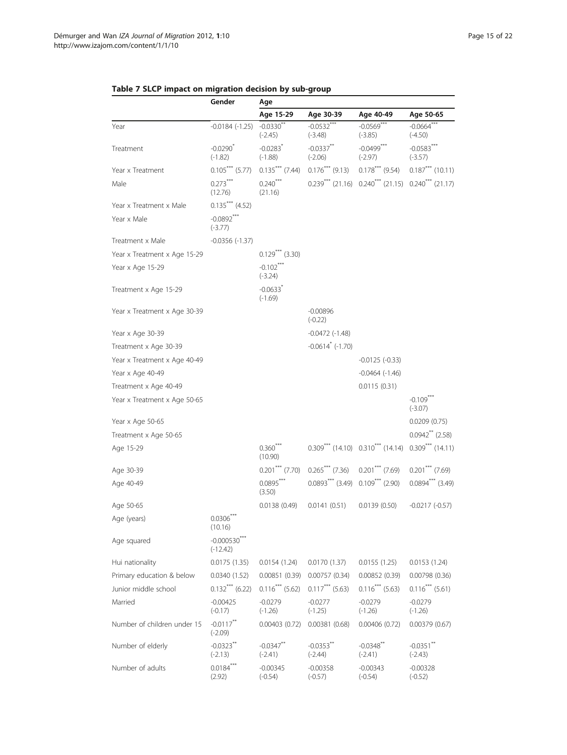**Table 7 SLCP impact on migration decision by sub-group**

| | Gender | Age | | | |
|---|---|---|---|---|---|
| | | Age 15-29 | Age 30-39 | Age 40-49 | Age 50-65 |
| Year | -0.0184 (-1.25) | -0.0330** (-2.45) | -0.0532*** (-3.48) | -0.0569*** (-3.85) | -0.0664*** (-4.50) |
| Treatment | -0.0290* (-1.82) | -0.0283* (-1.88) | -0.0337** (-2.06) | -0.0499*** (-2.97) | -0.0583*** (-3.57) |
| Year x Treatment | 0.105*** (5.77) | 0.135*** (7.44) | 0.176*** (9.13) | 0.178*** (9.54) | 0.187*** (10.11) |
| Male | 0.273*** (12.76) | 0.240*** (21.16) | 0.239*** (21.16) | 0.240*** (21.15) | 0.240*** (21.17) |
| Year x Treatment x Male | 0.135*** (4.52) | | | | |
| Year x Male | -0.0892*** (-3.77) | | | | |
| Treatment x Male | -0.0356 (-1.37) | | | | |
| Year x Treatment x Age 15-29 | | 0.129*** (3.30) | | | |
| Year x Age 15-29 | | -0.102*** (-3.24) | | | |
| Treatment x Age 15-29 | | -0.0633* (-1.69) | | | |
| Year x Treatment x Age 30-39 | | | -0.00896 (-0.22) | | |
| Year x Age 30-39 | | | -0.0472 (-1.48) | | |
| Treatment x Age 30-39 | | | -0.0614* (-1.70) | | |
| Year x Treatment x Age 40-49 | | | | -0.0125 (-0.33) | |
| Year x Age 40-49 | | | | -0.0464 (-1.46) | |
| Treatment x Age 40-49 | | | | 0.0115 (0.31) | |
| Year x Treatment x Age 50-65 | | | | | -0.109*** (-3.07) |
| Year x Age 50-65 | | | | | 0.0209 (0.75) |
| Treatment x Age 50-65 | | | | | 0.0942** (2.58) |
| Age 15-29 | | 0.360*** (10.90) | 0.309*** (14.10) | 0.310*** (14.14) | 0.309*** (14.11) |
| Age 30-39 | | 0.201*** (7.70) | 0.265*** (7.36) | 0.201*** (7.69) | 0.201*** (7.69) |
| Age 40-49 | | 0.0895*** (3.50) | 0.0893*** (3.49) | 0.109*** (2.90) | 0.0894*** (3.49) |
| Age 50-65 | | 0.0138 (0.49) | 0.0141 (0.51) | 0.0139 (0.50) | -0.0217 (-0.57) |
| Age (years) | 0.0306*** (10.16) | | | | |
| Age squared | -0.000530*** (-12.42) | | | | |
| Hui nationality | 0.0175 (1.35) | 0.0154 (1.24) | 0.0170 (1.37) | 0.0155 (1.25) | 0.0153 (1.24) |
| Primary education & below | 0.0340 (1.52) | 0.00851 (0.39) | 0.00757 (0.34) | 0.00852 (0.39) | 0.00798 (0.36) |
| Junior middle school | 0.132*** (6.22) | 0.116*** (5.62) | 0.117*** (5.63) | 0.116*** (5.63) | 0.116*** (5.61) |
| Married | -0.00425 (-0.17) | -0.0279 (-1.26) | -0.0277 (-1.25) | -0.0279 (-1.26) | -0.0279 (-1.26) |
| Number of children under 15 | -0.0117** (-2.09) | 0.00403 (0.72) | 0.00381 (0.68) | 0.00406 (0.72) | 0.00379 (0.67) |
| Number of elderly | -0.0323** (-2.13) | -0.0347** (-2.41) | -0.0353** (-2.44) | -0.0348** (-2.41) | -0.0351** (-2.43) |
| Number of adults | 0.0184*** (2.92) | -0.00345 (-0.54) | -0.00358 (-0.57) | -0.00343 (-0.54) | -0.00328 (-0.52) |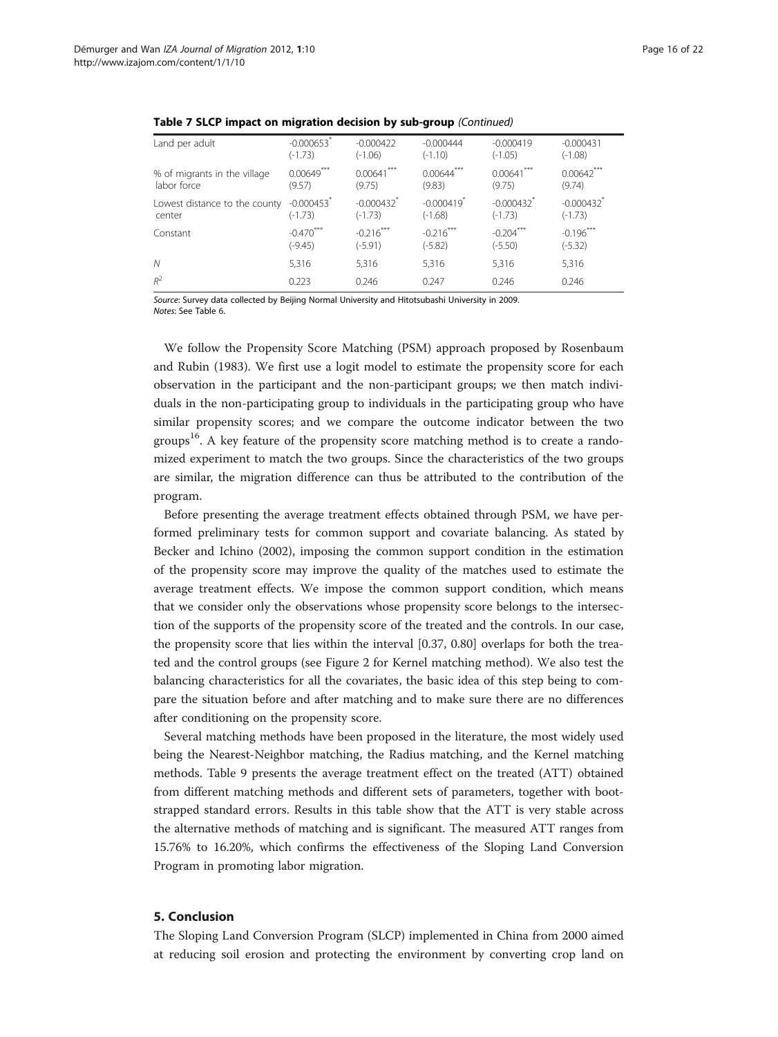**Table 7 SLCP impact on migration decision by sub-group** *(Continued)*

| | | | | | |
|---|---|---|---|---|---|
| Land per adult | -0.000653* | -0.000422 | -0.000444 | -0.000419 | -0.000431 |
| | (-1.73) | (-1.06) | (-1.10) | (-1.05) | (-1.08) |
| % of migrants in the village labor force | 0.00649*** | 0.00641*** | 0.00644*** | 0.00641*** | 0.00642*** |
| | (9.57) | (9.75) | (9.83) | (9.75) | (9.74) |
| Lowest distance to the county center | -0.000453* | -0.000432* | -0.000419* | -0.000432* | -0.000432* |
| | (-1.73) | (-1.73) | (-1.68) | (-1.73) | (-1.73) |
| Constant | -0.470*** | -0.216*** | -0.216*** | -0.204*** | -0.196*** |
| | (-9.45) | (-5.91) | (-5.82) | (-5.50) | (-5.32) |
| $N$ | 5,316 | 5,316 | 5,316 | 5,316 | 5,316 |
| $R^2$ | 0.223 | 0.246 | 0.247 | 0.246 | 0.246 |

*Source*: Survey data collected by Beijing Normal University and Hitotsubashi University in 2009.
*Notes*: See Table 6.

We follow the Propensity Score Matching (PSM) approach proposed by Rosenbaum and Rubin (1983). We first use a logit model to estimate the propensity score for each observation in the participant and the non-participant groups; we then match individuals in the non-participating group to individuals in the participating group who have similar propensity scores; and we compare the outcome indicator between the two groups[16]. A key feature of the propensity score matching method is to create a randomized experiment to match the two groups. Since the characteristics of the two groups are similar, the migration difference can thus be attributed to the contribution of the program.

Before presenting the average treatment effects obtained through PSM, we have performed preliminary tests for common support and covariate balancing. As stated by Becker and Ichino (2002), imposing the common support condition in the estimation of the propensity score may improve the quality of the matches used to estimate the average treatment effects. We impose the common support condition, which means that we consider only the observations whose propensity score belongs to the intersection of the supports of the propensity score of the treated and the controls. In our case, the propensity score that lies within the interval [0.37, 0.80] overlaps for both the treated and the control groups (see Figure 2 for Kernel matching method). We also test the balancing characteristics for all the covariates, the basic idea of this step being to compare the situation before and after matching and to make sure there are no differences after conditioning on the propensity score.

Several matching methods have been proposed in the literature, the most widely used being the Nearest-Neighbor matching, the Radius matching, and the Kernel matching methods. Table 9 presents the average treatment effect on the treated (ATT) obtained from different matching methods and different sets of parameters, together with bootstrapped standard errors. Results in this table show that the ATT is very stable across the alternative methods of matching and is significant. The measured ATT ranges from 15.76% to 16.20%, which confirms the effectiveness of the Sloping Land Conversion Program in promoting labor migration.

## 5. Conclusion

The Sloping Land Conversion Program (SLCP) implemented in China from 2000 aimed at reducing soil erosion and protecting the environment by converting crop land on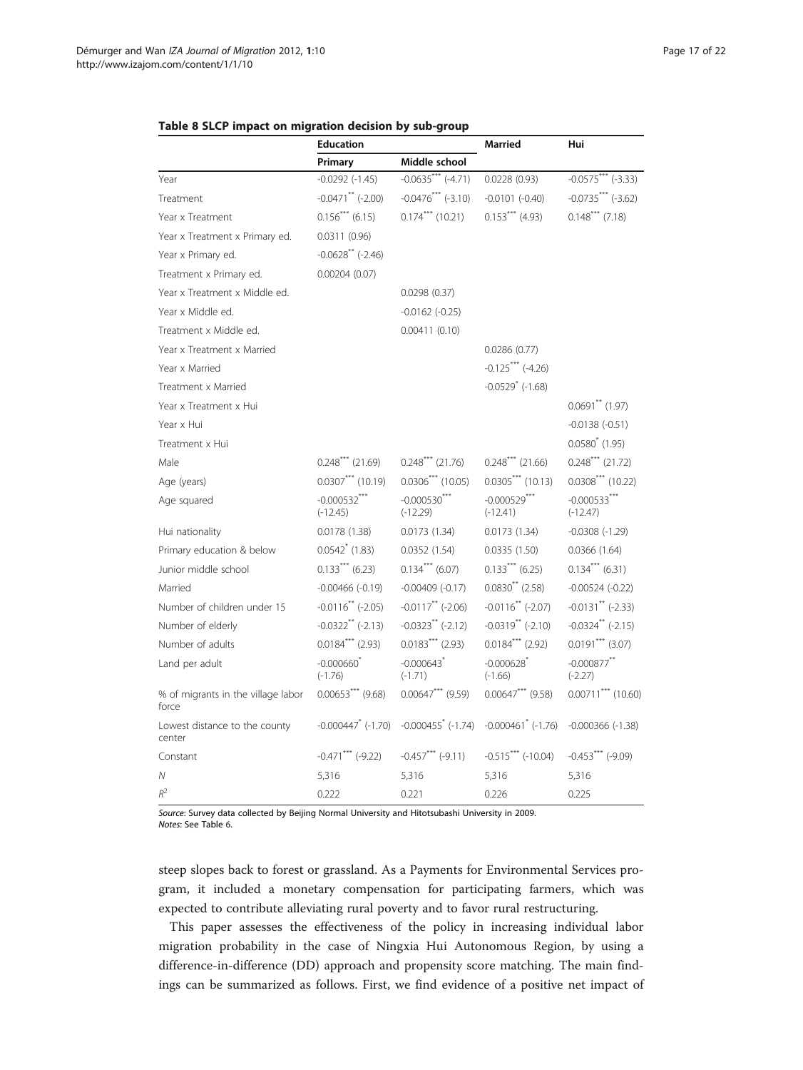**Table 8 SLCP impact on migration decision by sub-group**

| | Education | | Married | Hui |
|---|---|---|---|---|
| | Primary | Middle school | | |
| Year | -0.0292 (-1.45) | -0.0635*** (-4.71) | 0.0228 (0.93) | -0.0575*** (-3.33) |
| Treatment | -0.0471** (-2.00) | -0.0476*** (-3.10) | -0.0101 (-0.40) | -0.0735*** (-3.62) |
| Year x Treatment | 0.156*** (6.15) | 0.174*** (10.21) | 0.153*** (4.93) | 0.148*** (7.18) |
| Year x Treatment x Primary ed. | 0.0311 (0.96) | | | |
| Year x Primary ed. | -0.0628** (-2.46) | | | |
| Treatment x Primary ed. | 0.00204 (0.07) | | | |
| Year x Treatment x Middle ed. | | 0.0298 (0.37) | | |
| Year x Middle ed. | | -0.0162 (-0.25) | | |
| Treatment x Middle ed. | | 0.00411 (0.10) | | |
| Year x Treatment x Married | | | 0.0286 (0.77) | |
| Year x Married | | | -0.125*** (-4.26) | |
| Treatment x Married | | | -0.0529* (-1.68) | |
| Year x Treatment x Hui | | | | 0.0691** (1.97) |
| Year x Hui | | | | -0.0138 (-0.51) |
| Treatment x Hui | | | | 0.0580* (1.95) |
| Male | 0.248*** (21.69) | 0.248*** (21.76) | 0.248*** (21.66) | 0.248*** (21.72) |
| Age (years) | 0.0307*** (10.19) | 0.0306*** (10.05) | 0.0305*** (10.13) | 0.0308*** (10.22) |
| Age squared | -0.000532*** (-12.45) | -0.000530*** (-12.29) | -0.000529*** (-12.41) | -0.000533*** (-12.47) |
| Hui nationality | 0.0178 (1.38) | 0.0173 (1.34) | 0.0173 (1.34) | -0.0308 (-1.29) |
| Primary education & below | 0.0542* (1.83) | 0.0352 (1.54) | 0.0335 (1.50) | 0.0366 (1.64) |
| Junior middle school | 0.133*** (6.23) | 0.134*** (6.07) | 0.133*** (6.25) | 0.134*** (6.31) |
| Married | -0.00466 (-0.19) | -0.00409 (-0.17) | 0.0830** (2.58) | -0.00524 (-0.22) |
| Number of children under 15 | -0.0116** (-2.05) | -0.0117** (-2.06) | -0.0116** (-2.07) | -0.0131** (-2.33) |
| Number of elderly | -0.0322** (-2.13) | -0.0323** (-2.12) | -0.0319** (-2.10) | -0.0324** (-2.15) |
| Number of adults | 0.0184*** (2.93) | 0.0183*** (2.93) | 0.0184*** (2.92) | 0.0191*** (3.07) |
| Land per adult | -0.000660* (-1.76) | -0.000643* (-1.71) | -0.000628* (-1.66) | -0.000877** (-2.27) |
| % of migrants in the village labor force | 0.00653*** (9.68) | 0.00647*** (9.59) | 0.00647*** (9.58) | 0.00711*** (10.60) |
| Lowest distance to the county center | -0.000447* (-1.70) | -0.000455* (-1.74) | -0.000461* (-1.76) | -0.000366 (-1.38) |
| Constant | -0.471*** (-9.22) | -0.457*** (-9.11) | -0.515*** (-10.04) | -0.453*** (-9.09) |
| $N$ | 5,316 | 5,316 | 5,316 | 5,316 |
| $R^2$ | 0.222 | 0.221 | 0.226 | 0.225 |

*Source*: Survey data collected by Beijing Normal University and Hitotsubashi University in 2009.
*Notes*: See Table 6.

steep slopes back to forest or grassland. As a Payments for Environmental Services program, it included a monetary compensation for participating farmers, which was expected to contribute alleviating rural poverty and to favor rural restructuring.

This paper assesses the effectiveness of the policy in increasing individual labor migration probability in the case of Ningxia Hui Autonomous Region, by using a difference-in-difference (DD) approach and propensity score matching. The main findings can be summarized as follows. First, we find evidence of a positive net impact of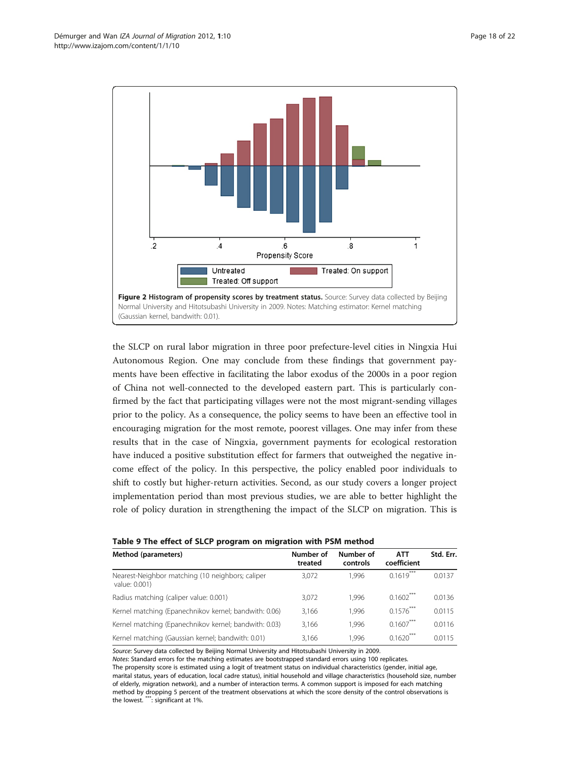Figure 2 Histogram of propensity scores by treatment status. Source: Survey data collected by Beijing Normal University and Hitotsubashi University in 2009. Notes: Matching estimator: Kernel matching (Gaussian kernel, bandwith: 0.01).

the SLCP on rural labor migration in three poor prefecture-level cities in Ningxia Hui Autonomous Region. One may conclude from these findings that government payments have been effective in facilitating the labor exodus of the 2000s in a poor region of China not well-connected to the developed eastern part. This is particularly confirmed by the fact that participating villages were not the most migrant-sending villages prior to the policy. As a consequence, the policy seems to have been an effective tool in encouraging migration for the most remote, poorest villages. One may infer from these results that in the case of Ningxia, government payments for ecological restoration have induced a positive substitution effect for farmers that outweighed the negative income effect of the policy. In this perspective, the policy enabled poor individuals to shift to costly but higher-return activities. Second, as our study covers a longer project implementation period than most previous studies, we are able to better highlight the role of policy duration in strengthening the impact of the SLCP on migration. This is

**Table 9 The effect of SLCP program on migration with PSM method**

| Method (parameters) | Number of treated | Number of controls | ATT coefficient | Std. Err. |
|---|---|---|---|---|
| Nearest-Neighbor matching (10 neighbors; caliper value: 0.001) | 3,072 | 1,996 | 0.1619*** | 0.0137 |
| Radius matching (caliper value: 0.001) | 3,072 | 1,996 | 0.1602*** | 0.0136 |
| Kernel matching (Epanechnikov kernel; bandwith: 0.06) | 3,166 | 1,996 | 0.1576*** | 0.0115 |
| Kernel matching (Epanechnikov kernel; bandwith: 0.03) | 3,166 | 1,996 | 0.1607*** | 0.0116 |
| Kernel matching (Gaussian kernel; bandwith: 0.01) | 3,166 | 1,996 | 0.1620*** | 0.0115 |

*Source*: Survey data collected by Beijing Normal University and Hitotsubashi University in 2009.
*Notes*: Standard errors for the matching estimates are bootstrapped standard errors using 100 replicates.
The propensity score is estimated using a logit of treatment status on individual characteristics (gender, initial age, marital status, years of education, local cadre status), initial household and village characteristics (household size, number of elderly, migration network), and a number of interaction terms. A common support is imposed for each matching method by dropping 5 percent of the treatment observations at which the score density of the control observations is the lowest. ***: significant at 1%.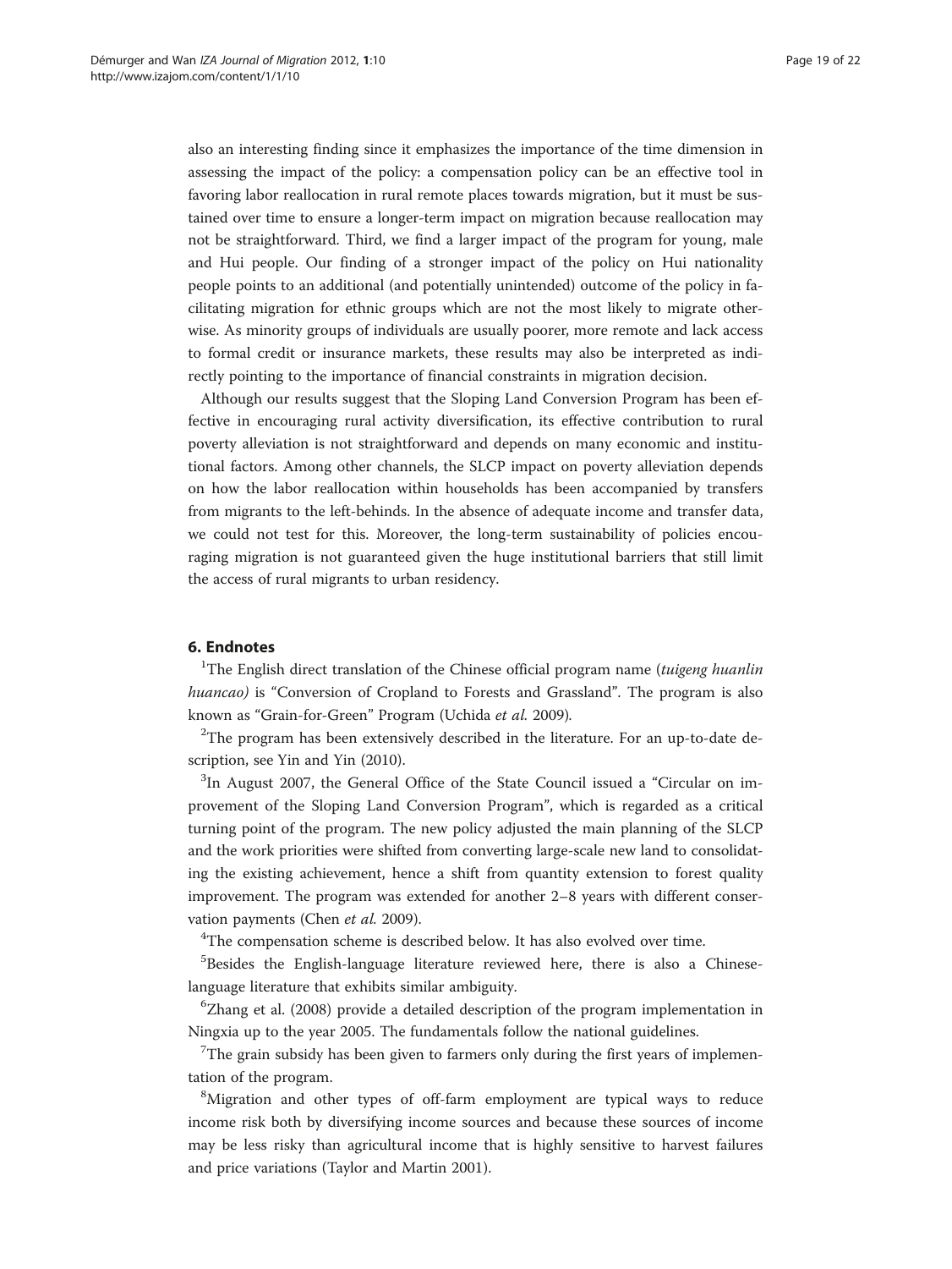also an interesting finding since it emphasizes the importance of the time dimension in assessing the impact of the policy: a compensation policy can be an effective tool in favoring labor reallocation in rural remote places towards migration, but it must be sustained over time to ensure a longer-term impact on migration because reallocation may not be straightforward. Third, we find a larger impact of the program for young, male and Hui people. Our finding of a stronger impact of the policy on Hui nationality people points to an additional (and potentially unintended) outcome of the policy in facilitating migration for ethnic groups which are not the most likely to migrate otherwise. As minority groups of individuals are usually poorer, more remote and lack access to formal credit or insurance markets, these results may also be interpreted as indirectly pointing to the importance of financial constraints in migration decision.

Although our results suggest that the Sloping Land Conversion Program has been effective in encouraging rural activity diversification, its effective contribution to rural poverty alleviation is not straightforward and depends on many economic and institutional factors. Among other channels, the SLCP impact on poverty alleviation depends on how the labor reallocation within households has been accompanied by transfers from migrants to the left-behinds. In the absence of adequate income and transfer data, we could not test for this. Moreover, the long-term sustainability of policies encouraging migration is not guaranteed given the huge institutional barriers that still limit the access of rural migrants to urban residency.

## 6. Endnotes

[1]The English direct translation of the Chinese official program name (*tuigeng huanlin huancao)* is "Conversion of Cropland to Forests and Grassland". The program is also known as "Grain-for-Green" Program (Uchida *et al.* 2009).

[2]The program has been extensively described in the literature. For an up-to-date description, see Yin and Yin (2010).

[3]In August 2007, the General Office of the State Council issued a "Circular on improvement of the Sloping Land Conversion Program", which is regarded as a critical turning point of the program. The new policy adjusted the main planning of the SLCP and the work priorities were shifted from converting large-scale new land to consolidating the existing achievement, hence a shift from quantity extension to forest quality improvement. The program was extended for another 2–8 years with different conservation payments (Chen *et al.* 2009).

[4]The compensation scheme is described below. It has also evolved over time.

[5]Besides the English-language literature reviewed here, there is also a Chinese-language literature that exhibits similar ambiguity.

[6]Zhang et al. (2008) provide a detailed description of the program implementation in Ningxia up to the year 2005. The fundamentals follow the national guidelines.

[7]The grain subsidy has been given to farmers only during the first years of implementation of the program.

[8]Migration and other types of off-farm employment are typical ways to reduce income risk both by diversifying income sources and because these sources of income may be less risky than agricultural income that is highly sensitive to harvest failures and price variations (Taylor and Martin 2001).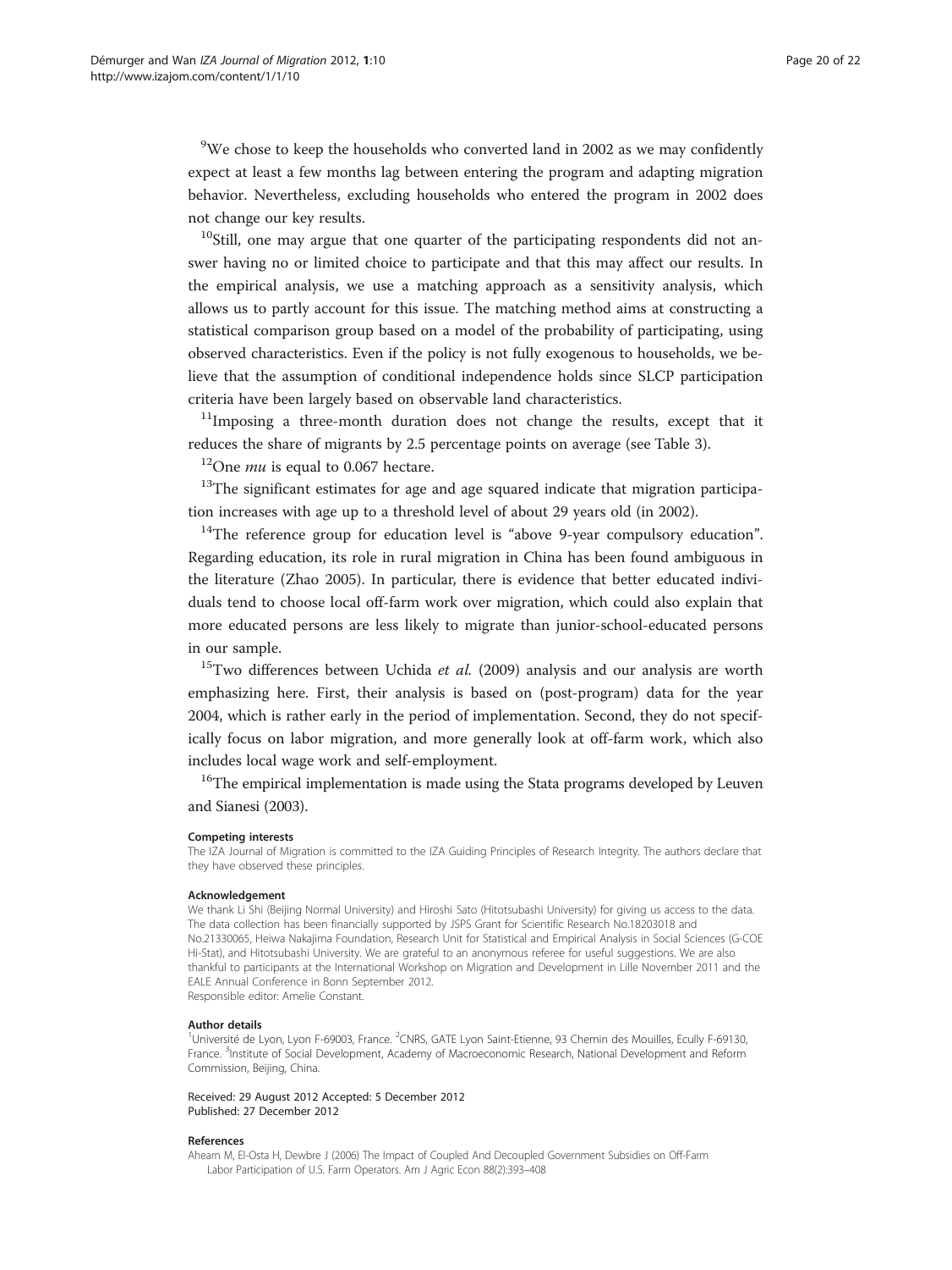[9]We chose to keep the households who converted land in 2002 as we may confidently expect at least a few months lag between entering the program and adapting migration behavior. Nevertheless, excluding households who entered the program in 2002 does not change our key results.

[10]Still, one may argue that one quarter of the participating respondents did not answer having no or limited choice to participate and that this may affect our results. In the empirical analysis, we use a matching approach as a sensitivity analysis, which allows us to partly account for this issue. The matching method aims at constructing a statistical comparison group based on a model of the probability of participating, using observed characteristics. Even if the policy is not fully exogenous to households, we believe that the assumption of conditional independence holds since SLCP participation criteria have been largely based on observable land characteristics.

[11]Imposing a three-month duration does not change the results, except that it reduces the share of migrants by 2.5 percentage points on average (see Table 3).

[12]One *mu* is equal to 0.067 hectare.

[13]The significant estimates for age and age squared indicate that migration participation increases with age up to a threshold level of about 29 years old (in 2002).

[14]The reference group for education level is "above 9-year compulsory education". Regarding education, its role in rural migration in China has been found ambiguous in the literature (Zhao 2005). In particular, there is evidence that better educated individuals tend to choose local off-farm work over migration, which could also explain that more educated persons are less likely to migrate than junior-school-educated persons in our sample.

[15]Two differences between Uchida *et al.* (2009) analysis and our analysis are worth emphasizing here. First, their analysis is based on (post-program) data for the year 2004, which is rather early in the period of implementation. Second, they do not specifically focus on labor migration, and more generally look at off-farm work, which also includes local wage work and self-employment.

[16]The empirical implementation is made using the Stata programs developed by Leuven and Sianesi (2003).

#### Competing interests

The IZA Journal of Migration is committed to the IZA Guiding Principles of Research Integrity. The authors declare that they have observed these principles.

#### Acknowledgement

We thank Li Shi (Beijing Normal University) and Hiroshi Sato (Hitotsubashi University) for giving us access to the data. The data collection has been financially supported by JSPS Grant for Scientific Research No.18203018 and No.21330065, Heiwa Nakajima Foundation, Research Unit for Statistical and Empirical Analysis in Social Sciences (G-COE Hi-Stat), and Hitotsubashi University. We are grateful to an anonymous referee for useful suggestions. We are also thankful to participants at the International Workshop on Migration and Development in Lille November 2011 and the EALE Annual Conference in Bonn September 2012.
Responsible editor: Amelie Constant.

#### Author details

[1]Université de Lyon, Lyon F-69003, France. [2]CNRS, GATE Lyon Saint-Etienne, 93 Chemin des Mouilles, Ecully F-69130, France. [3]Institute of Social Development, Academy of Macroeconomic Research, National Development and Reform Commission, Beijing, China.

Received: 29 August 2012 Accepted: 5 December 2012
Published: 27 December 2012

#### References

Ahearn M, El-Osta H, Dewbre J (2006) The Impact of Coupled And Decoupled Government Subsidies on Off-Farm Labor Participation of U.S. Farm Operators. Am J Agric Econ 88(2):393–408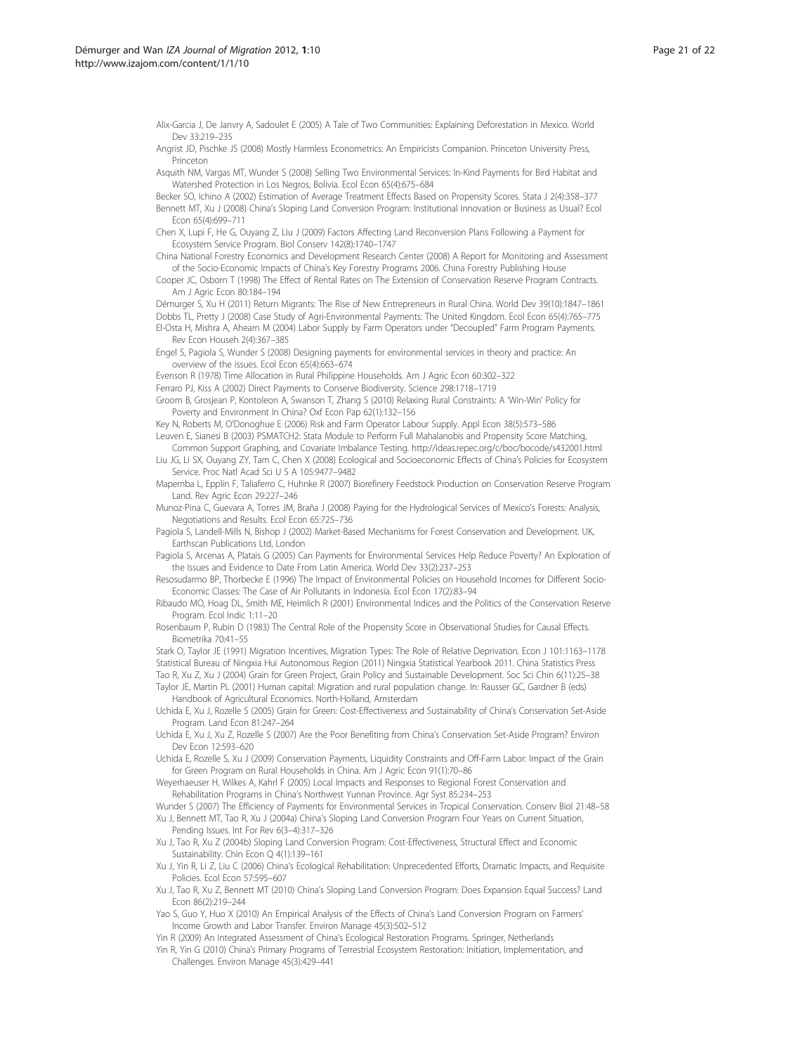Alix-Garcia J, De Janvry A, Sadoulet E (2005) A Tale of Two Communities: Explaining Deforestation in Mexico. World Dev 33:219–235

Angrist JD, Pischke JS (2008) Mostly Harmless Econometrics: An Empiricists Companion. Princeton University Press, Princeton

Asquith NM, Vargas MT, Wunder S (2008) Selling Two Environmental Services: In-Kind Payments for Bird Habitat and Watershed Protection in Los Negros, Bolivia. Ecol Econ 65(4):675–684

Becker SO, Ichino A (2002) Estimation of Average Treatment Effects Based on Propensity Scores. Stata J 2(4):358–377

Bennett MT, Xu J (2008) China's Sloping Land Conversion Program: Institutional Innovation or Business as Usual? Ecol Econ 65(4):699–711

Chen X, Lupi F, He G, Ouyang Z, Liu J (2009) Factors Affecting Land Reconversion Plans Following a Payment for Ecosystem Service Program. Biol Conserv 142(8):1740–1747

China National Forestry Economics and Development Research Center (2008) A Report for Monitoring and Assessment of the Socio-Economic Impacts of China's Key Forestry Programs 2006. China Forestry Publishing House

Cooper JC, Osborn T (1998) The Effect of Rental Rates on The Extension of Conservation Reserve Program Contracts. Am J Agric Econ 80:184–194

Démurger S, Xu H (2011) Return Migrants: The Rise of New Entrepreneurs in Rural China. World Dev 39(10):1847–1861

Dobbs TL, Pretty J (2008) Case Study of Agri-Environmental Payments: The United Kingdom. Ecol Econ 65(4):765–775

El-Osta H, Mishra A, Ahearn M (2004) Labor Supply by Farm Operators under "Decoupled" Farm Program Payments. Rev Econ Househ 2(4):367–385

Engel S, Pagiola S, Wunder S (2008) Designing payments for environmental services in theory and practice: An overview of the issues. Ecol Econ 65(4):663–674

Evenson R (1978) Time Allocation in Rural Philippine Households. Am J Agric Econ 60:302–322

Ferraro PJ, Kiss A (2002) Direct Payments to Conserve Biodiversity. Science 298:1718–1719

Groom B, Grosjean P, Kontoleon A, Swanson T, Zhang S (2010) Relaxing Rural Constraints: A 'Win-Win' Policy for Poverty and Environment In China? Oxf Econ Pap 62(1):132–156

Key N, Roberts M, O'Donoghue E (2006) Risk and Farm Operator Labour Supply. Appl Econ 38(5):573–586

Leuven E, Sianesi B (2003) PSMATCH2: Stata Module to Perform Full Mahalanobis and Propensity Score Matching, Common Support Graphing, and Covariate Imbalance Testing. http://ideas.repec.org/c/boc/bocode/s432001.html

Liu JG, Li SX, Ouyang ZY, Tam C, Chen X (2008) Ecological and Socioeconomic Effects of China's Policies for Ecosystem Service. Proc Natl Acad Sci U S A 105:9477–9482

Mapemba L, Epplin F, Taliaferro C, Huhnke R (2007) Biorefinery Feedstock Production on Conservation Reserve Program Land. Rev Agric Econ 29:227–246

Munoz-Pina C, Guevara A, Torres JM, Braña J (2008) Paying for the Hydrological Services of Mexico's Forests: Analysis, Negotiations and Results. Ecol Econ 65:725–736

Pagiola S, Landell-Mills N, Bishop J (2002) Market-Based Mechanisms for Forest Conservation and Development. UK, Earthscan Publications Ltd, London

Pagiola S, Arcenas A, Platais G (2005) Can Payments for Environmental Services Help Reduce Poverty? An Exploration of the Issues and Evidence to Date From Latin America. World Dev 33(2):237–253

Resosudarmo BP, Thorbecke E (1996) The Impact of Environmental Policies on Household Incomes for Different Socio-Economic Classes: The Case of Air Pollutants in Indonesia. Ecol Econ 17(2):83–94

Ribaudo MO, Hoag DL, Smith ME, Heimlich R (2001) Environmental Indices and the Politics of the Conservation Reserve Program. Ecol Indic 1:11–20

Rosenbaum P, Rubin D (1983) The Central Role of the Propensity Score in Observational Studies for Causal Effects. Biometrika 70:41–55

Stark O, Taylor JE (1991) Migration Incentives, Migration Types: The Role of Relative Deprivation. Econ J 101:1163–1178

Statistical Bureau of Ningxia Hui Autonomous Region (2011) Ningxia Statistical Yearbook 2011. China Statistics Press

Tao R, Xu Z, Xu J (2004) Grain for Green Project, Grain Policy and Sustainable Development. Soc Sci Chin 6(11):25–38

Taylor JE, Martin PL (2001) Human capital: Migration and rural population change. In: Rausser GC, Gardner B (eds) Handbook of Agricultural Economics. North-Holland, Amsterdam

Uchida E, Xu J, Rozelle S (2005) Grain for Green: Cost-Effectiveness and Sustainability of China's Conservation Set-Aside Program. Land Econ 81:247–264

Uchida E, Xu J, Xu Z, Rozelle S (2007) Are the Poor Benefiting from China's Conservation Set-Aside Program? Environ Dev Econ 12:593–620

Uchida E, Rozelle S, Xu J (2009) Conservation Payments, Liquidity Constraints and Off-Farm Labor: Impact of the Grain for Green Program on Rural Households in China. Am J Agric Econ 91(1):70–86

Weyerhaeuser H, Wilkes A, Kahrl F (2005) Local Impacts and Responses to Regional Forest Conservation and Rehabilitation Programs in China's Northwest Yunnan Province. Agr Syst 85:234–253

Wunder S (2007) The Efficiency of Payments for Environmental Services in Tropical Conservation. Conserv Biol 21:48–58

Xu J, Bennett MT, Tao R, Xu J (2004a) China's Sloping Land Conversion Program Four Years on Current Situation, Pending Issues. Int For Rev 6(3–4):317–326

Xu J, Tao R, Xu Z (2004b) Sloping Land Conversion Program: Cost-Effectiveness, Structural Effect and Economic Sustainability. Chin Econ Q 4(1):139–161

Xu J, Yin R, Li Z, Liu C (2006) China's Ecological Rehabilitation: Unprecedented Efforts, Dramatic Impacts, and Requisite Policies. Ecol Econ 57:595–607

Xu J, Tao R, Xu Z, Bennett MT (2010) China's Sloping Land Conversion Program: Does Expansion Equal Success? Land Econ 86(2):219–244

Yao S, Guo Y, Huo X (2010) An Empirical Analysis of the Effects of China's Land Conversion Program on Farmers' Income Growth and Labor Transfer. Environ Manage 45(3):502–512

Yin R (2009) An Integrated Assessment of China's Ecological Restoration Programs. Springer, Netherlands

Yin R, Yin G (2010) China's Primary Programs of Terrestrial Ecosystem Restoration: Initiation, Implementation, and Challenges. Environ Manage 45(3):429–441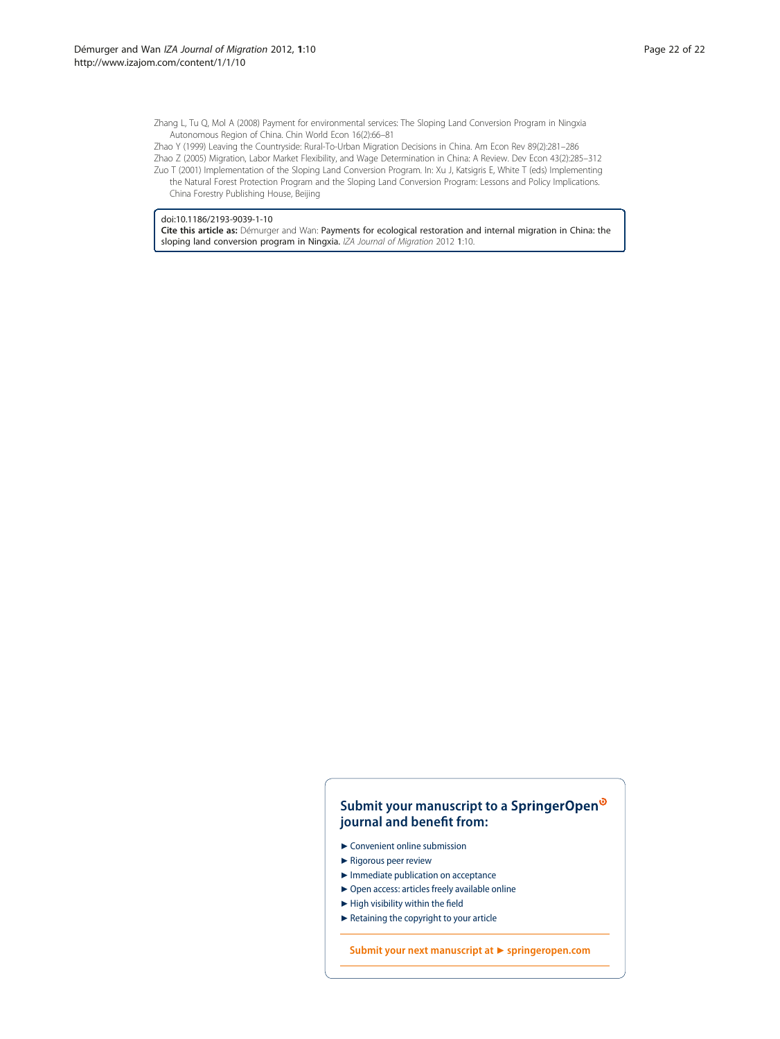Zhang L, Tu Q, Mol A (2008) Payment for environmental services: The Sloping Land Conversion Program in Ningxia Autonomous Region of China. Chin World Econ 16(2):66–81

Zhao Y (1999) Leaving the Countryside: Rural-To-Urban Migration Decisions in China. Am Econ Rev 89(2):281–286

Zhao Z (2005) Migration, Labor Market Flexibility, and Wage Determination in China: A Review. Dev Econ 43(2):285–312

Zuo T (2001) Implementation of the Sloping Land Conversion Program. In: Xu J, Katsigris E, White T (eds) Implementing the Natural Forest Protection Program and the Sloping Land Conversion Program: Lessons and Policy Implications. China Forestry Publishing House, Beijing

doi:10.1186/2193-9039-1-10

**Cite this article as:** Démurger and Wan: Payments for ecological restoration and internal migration in China: the sloping land conversion program in Ningxia. *IZA Journal of Migration* 2012 **1**:10.

**Submit your manuscript to a SpringerOpen journal and benefit from:**

- ► Convenient online submission
- ► Rigorous peer review
- ► Immediate publication on acceptance
- ► Open access: articles freely available online
- ► High visibility within the field
- ► Retaining the copyright to your article

**Submit your next manuscript at ► springeropen.com**